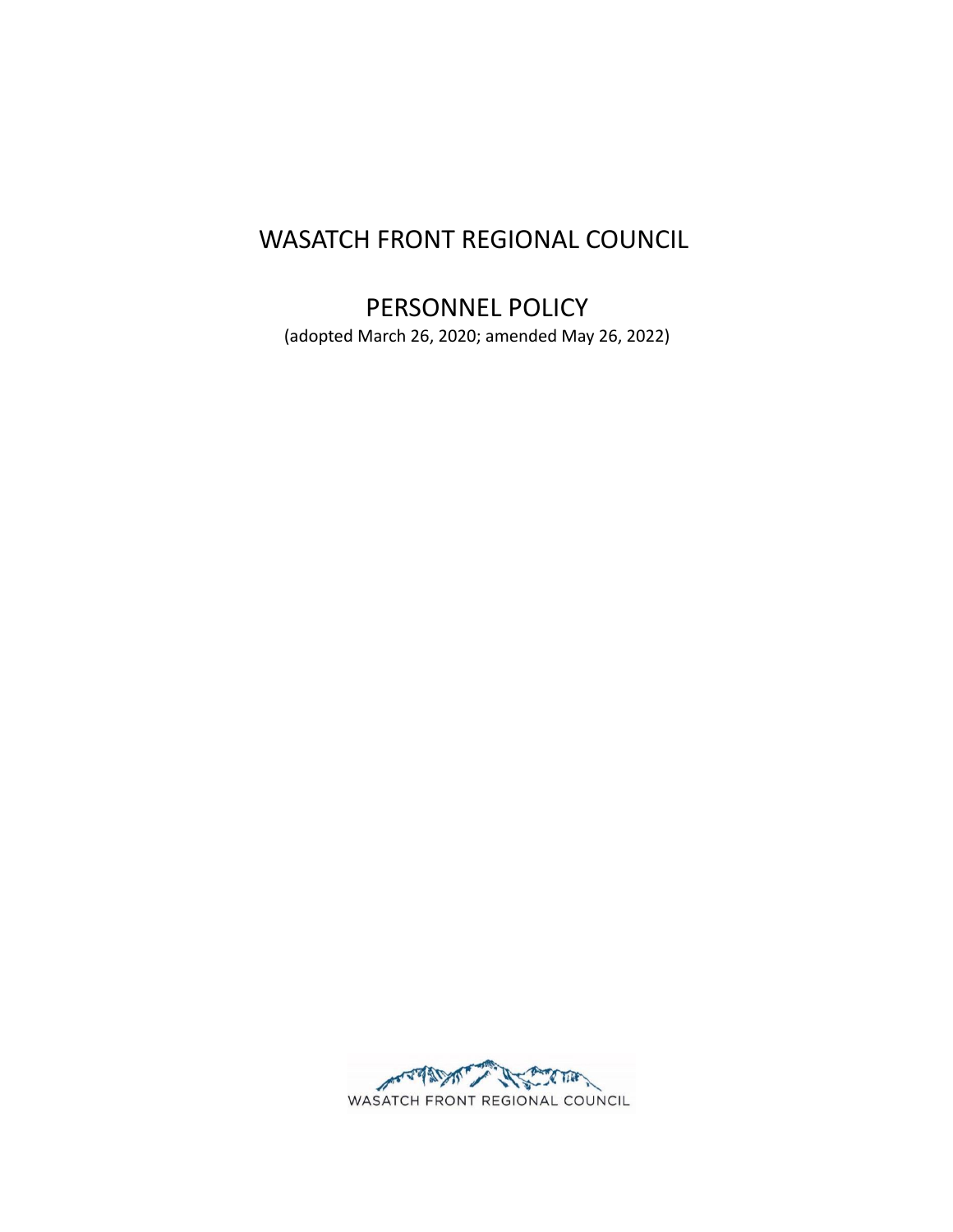# WASATCH FRONT REGIONAL COUNCIL

## PERSONNEL POLICY

(adopted March 26, 2020; amended May 26, 2022)

WASATCH FRONT REGIONAL COUNCIL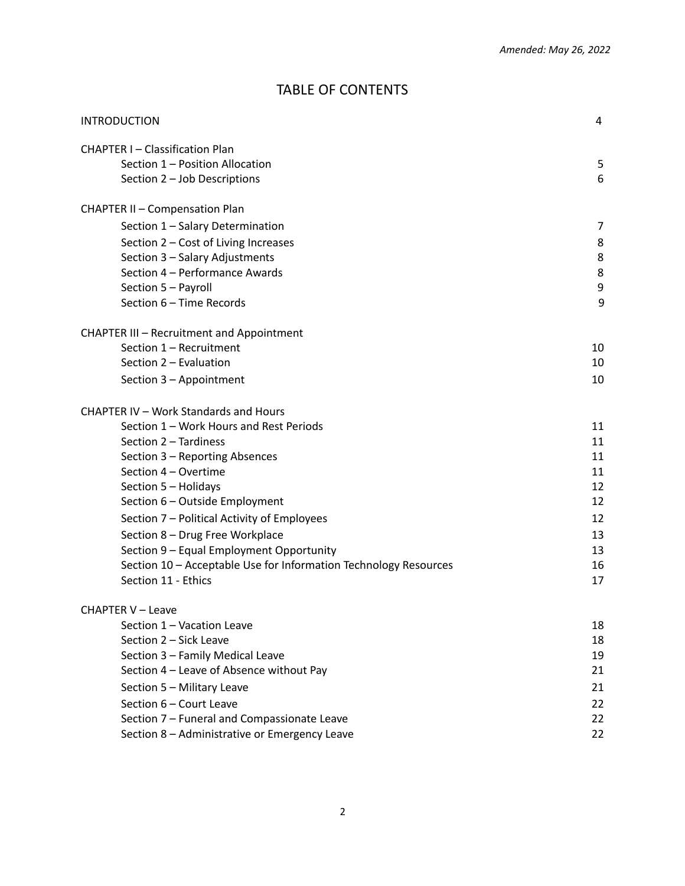*Amended: May 26, 2022*

# TABLE OF CONTENTS

| | |
|---|---|
| INTRODUCTION | 4 |
| **CHAPTER I – Classification Plan** | |
| Section 1 – Position Allocation | 5 |
| Section 2 – Job Descriptions | 6 |
| **CHAPTER II – Compensation Plan** | |
| Section 1 – Salary Determination | 7 |
| Section 2 – Cost of Living Increases | 8 |
| Section 3 – Salary Adjustments | 8 |
| Section 4 – Performance Awards | 8 |
| Section 5 – Payroll | 9 |
| Section 6 – Time Records | 9 |
| **CHAPTER III – Recruitment and Appointment** | |
| Section 1 – Recruitment | 10 |
| Section 2 – Evaluation | 10 |
| Section 3 – Appointment | 10 |
| **CHAPTER IV – Work Standards and Hours** | |
| Section 1 – Work Hours and Rest Periods | 11 |
| Section 2 – Tardiness | 11 |
| Section 3 – Reporting Absences | 11 |
| Section 4 – Overtime | 11 |
| Section 5 – Holidays | 12 |
| Section 6 – Outside Employment | 12 |
| Section 7 – Political Activity of Employees | 12 |
| Section 8 – Drug Free Workplace | 13 |
| Section 9 – Equal Employment Opportunity | 13 |
| Section 10 – Acceptable Use for Information Technology Resources | 16 |
| Section 11 - Ethics | 17 |
| **CHAPTER V – Leave** | |
| Section 1 – Vacation Leave | 18 |
| Section 2 – Sick Leave | 18 |
| Section 3 – Family Medical Leave | 19 |
| Section 4 – Leave of Absence without Pay | 21 |
| Section 5 – Military Leave | 21 |
| Section 6 – Court Leave | 22 |
| Section 7 – Funeral and Compassionate Leave | 22 |
| Section 8 – Administrative or Emergency Leave | 22 |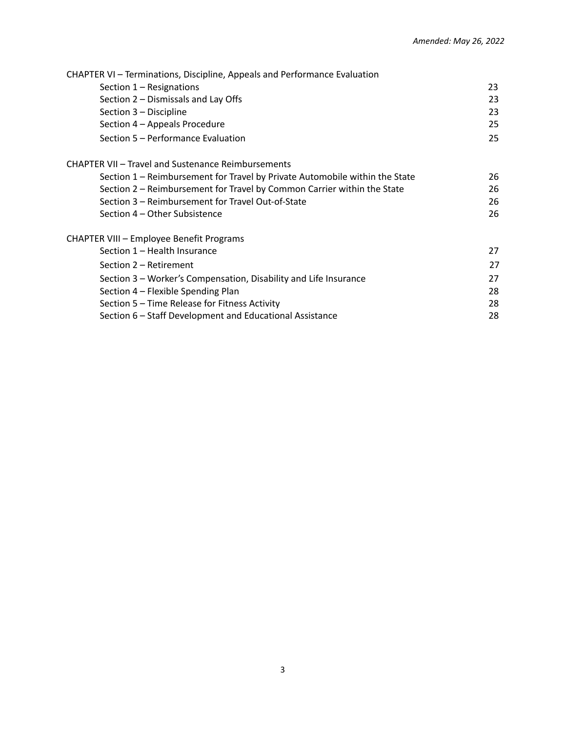*Amended: May 26, 2022*

| | |
|---|---|
| CHAPTER VI – Terminations, Discipline, Appeals and Performance Evaluation | |
| Section 1 – Resignations | 23 |
| Section 2 – Dismissals and Lay Offs | 23 |
| Section 3 – Discipline | 23 |
| Section 4 – Appeals Procedure | 25 |
| Section 5 – Performance Evaluation | 25 |
| | |
| CHAPTER VII – Travel and Sustenance Reimbursements | |
| Section 1 – Reimbursement for Travel by Private Automobile within the State | 26 |
| Section 2 – Reimbursement for Travel by Common Carrier within the State | 26 |
| Section 3 – Reimbursement for Travel Out-of-State | 26 |
| Section 4 – Other Subsistence | 26 |
| | |
| CHAPTER VIII – Employee Benefit Programs | |
| Section 1 – Health Insurance | 27 |
| Section 2 – Retirement | 27 |
| Section 3 – Worker's Compensation, Disability and Life Insurance | 27 |
| Section 4 – Flexible Spending Plan | 28 |
| Section 5 – Time Release for Fitness Activity | 28 |
| Section 6 – Staff Development and Educational Assistance | 28 |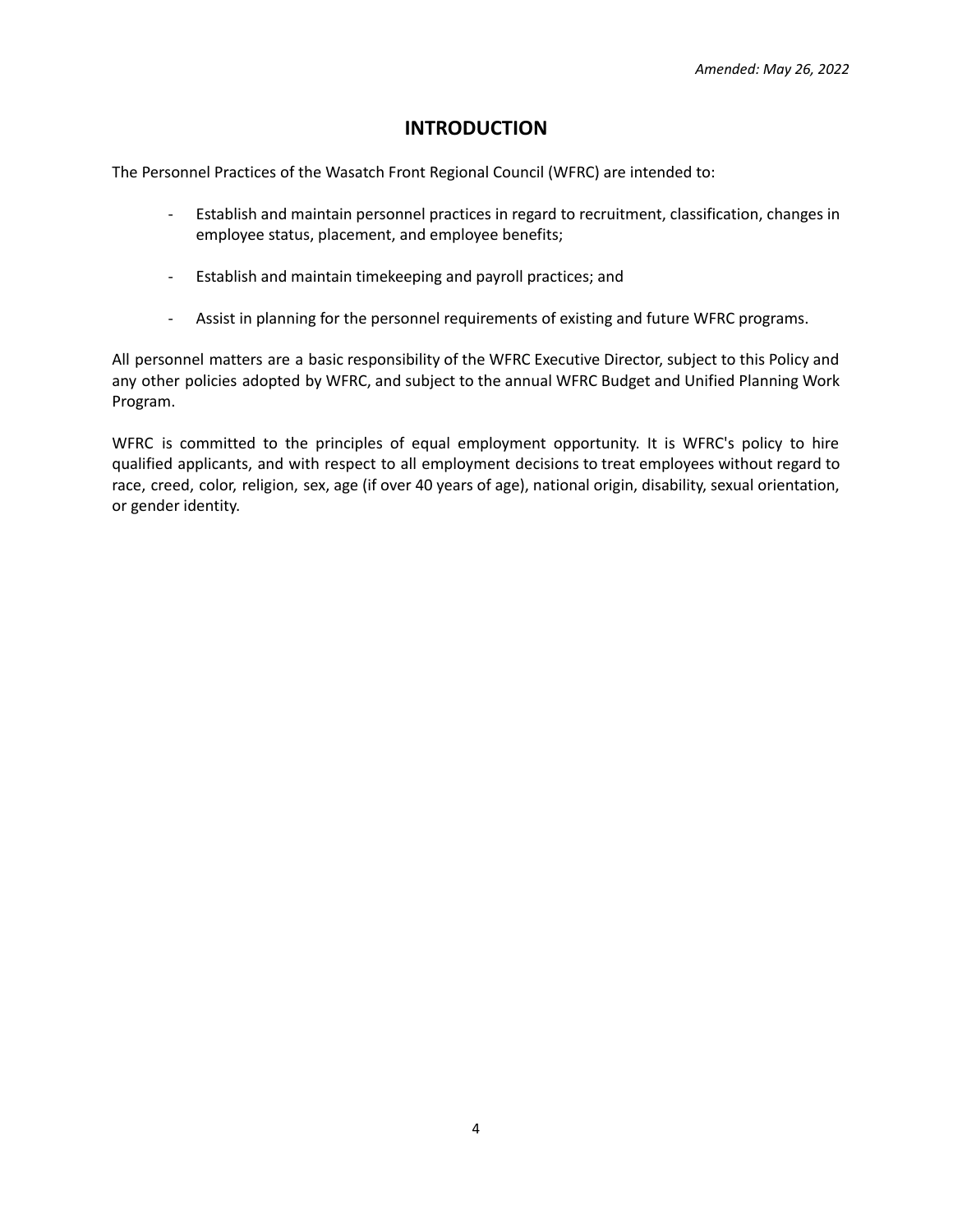*Amended: May 26, 2022*

# INTRODUCTION

The Personnel Practices of the Wasatch Front Regional Council (WFRC) are intended to:

- Establish and maintain personnel practices in regard to recruitment, classification, changes in employee status, placement, and employee benefits;
- Establish and maintain timekeeping and payroll practices; and
- Assist in planning for the personnel requirements of existing and future WFRC programs.

All personnel matters are a basic responsibility of the WFRC Executive Director, subject to this Policy and any other policies adopted by WFRC, and subject to the annual WFRC Budget and Unified Planning Work Program.

WFRC is committed to the principles of equal employment opportunity. It is WFRC's policy to hire qualified applicants, and with respect to all employment decisions to treat employees without regard to race, creed, color, religion, sex, age (if over 40 years of age), national origin, disability, sexual orientation, or gender identity.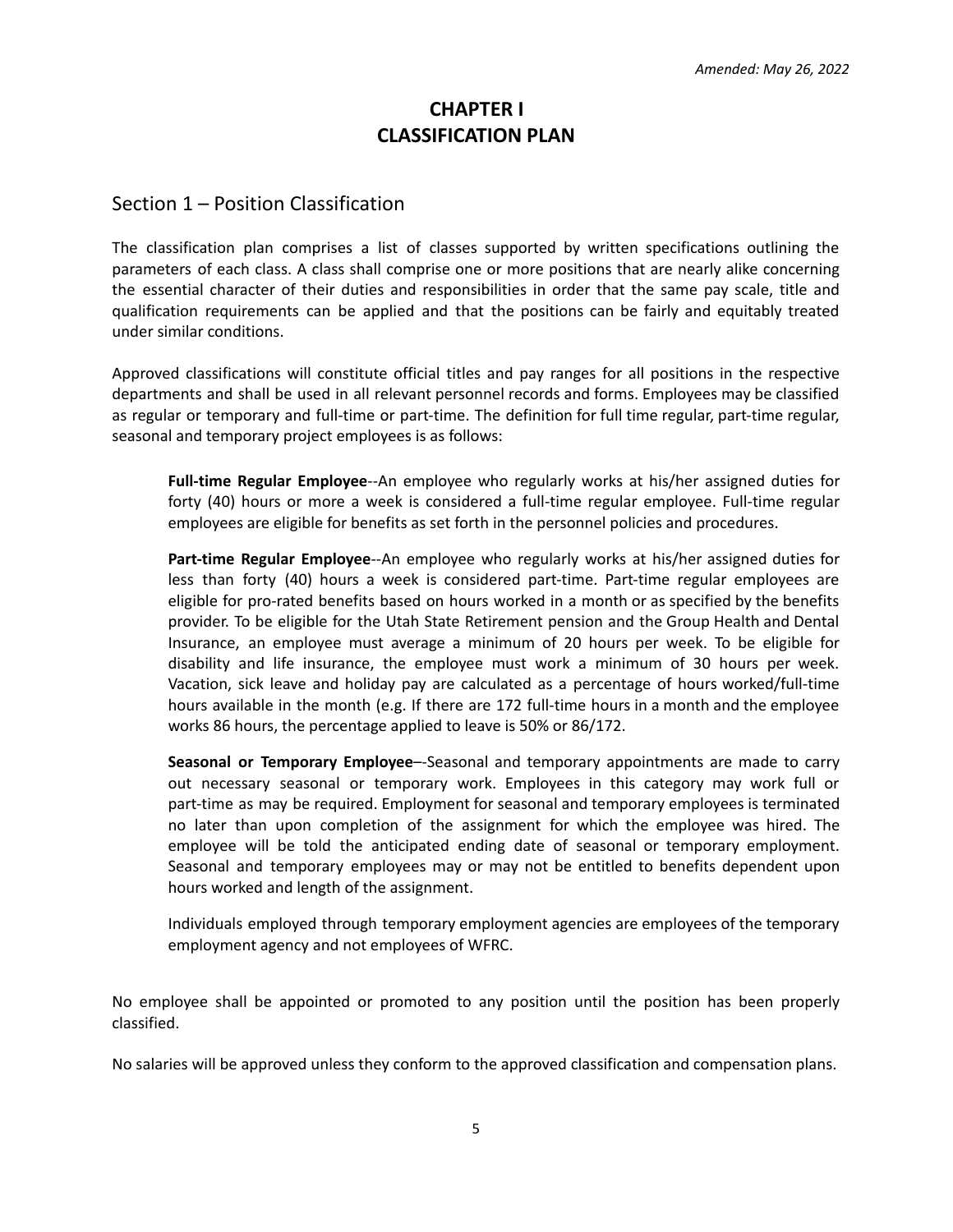*Amended: May 26, 2022*

# CHAPTER I
# CLASSIFICATION PLAN

## Section 1 – Position Classification

The classification plan comprises a list of classes supported by written specifications outlining the parameters of each class. A class shall comprise one or more positions that are nearly alike concerning the essential character of their duties and responsibilities in order that the same pay scale, title and qualification requirements can be applied and that the positions can be fairly and equitably treated under similar conditions.

Approved classifications will constitute official titles and pay ranges for all positions in the respective departments and shall be used in all relevant personnel records and forms. Employees may be classified as regular or temporary and full-time or part-time. The definition for full time regular, part-time regular, seasonal and temporary project employees is as follows:

> **Full-time Regular Employee**--An employee who regularly works at his/her assigned duties for forty (40) hours or more a week is considered a full-time regular employee. Full-time regular employees are eligible for benefits as set forth in the personnel policies and procedures.
>
> **Part-time Regular Employee**--An employee who regularly works at his/her assigned duties for less than forty (40) hours a week is considered part-time. Part-time regular employees are eligible for pro-rated benefits based on hours worked in a month or as specified by the benefits provider. To be eligible for the Utah State Retirement pension and the Group Health and Dental Insurance, an employee must average a minimum of 20 hours per week. To be eligible for disability and life insurance, the employee must work a minimum of 30 hours per week. Vacation, sick leave and holiday pay are calculated as a percentage of hours worked/full-time hours available in the month (e.g. If there are 172 full-time hours in a month and the employee works 86 hours, the percentage applied to leave is 50% or 86/172.
>
> **Seasonal or Temporary Employee**–-Seasonal and temporary appointments are made to carry out necessary seasonal or temporary work. Employees in this category may work full or part-time as may be required. Employment for seasonal and temporary employees is terminated no later than upon completion of the assignment for which the employee was hired. The employee will be told the anticipated ending date of seasonal or temporary employment. Seasonal and temporary employees may or may not be entitled to benefits dependent upon hours worked and length of the assignment.
>
> Individuals employed through temporary employment agencies are employees of the temporary employment agency and not employees of WFRC.

No employee shall be appointed or promoted to any position until the position has been properly classified.

No salaries will be approved unless they conform to the approved classification and compensation plans.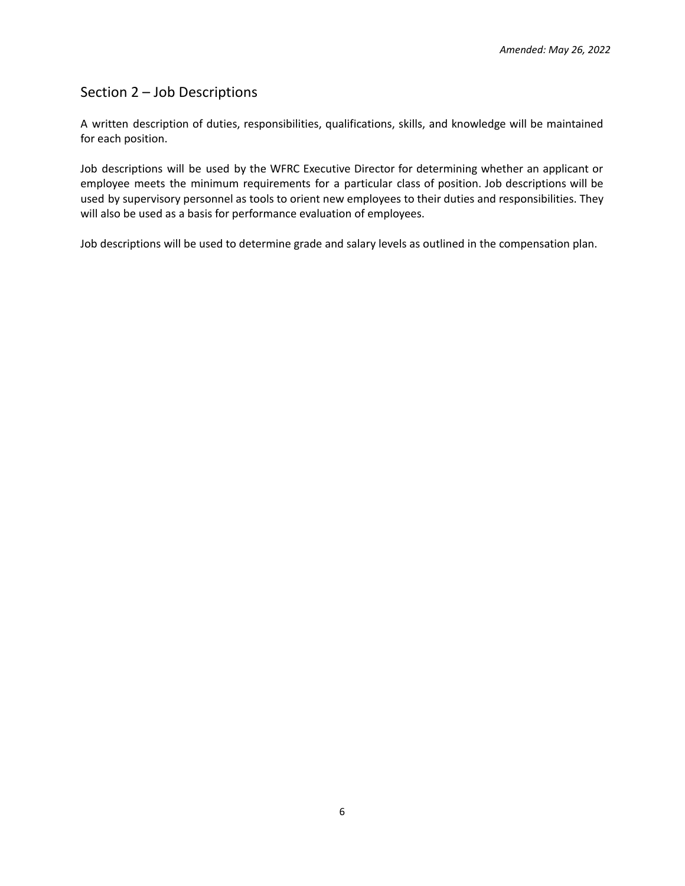*Amended: May 26, 2022*

## Section 2 – Job Descriptions

A written description of duties, responsibilities, qualifications, skills, and knowledge will be maintained for each position.

Job descriptions will be used by the WFRC Executive Director for determining whether an applicant or employee meets the minimum requirements for a particular class of position. Job descriptions will be used by supervisory personnel as tools to orient new employees to their duties and responsibilities. They will also be used as a basis for performance evaluation of employees.

Job descriptions will be used to determine grade and salary levels as outlined in the compensation plan.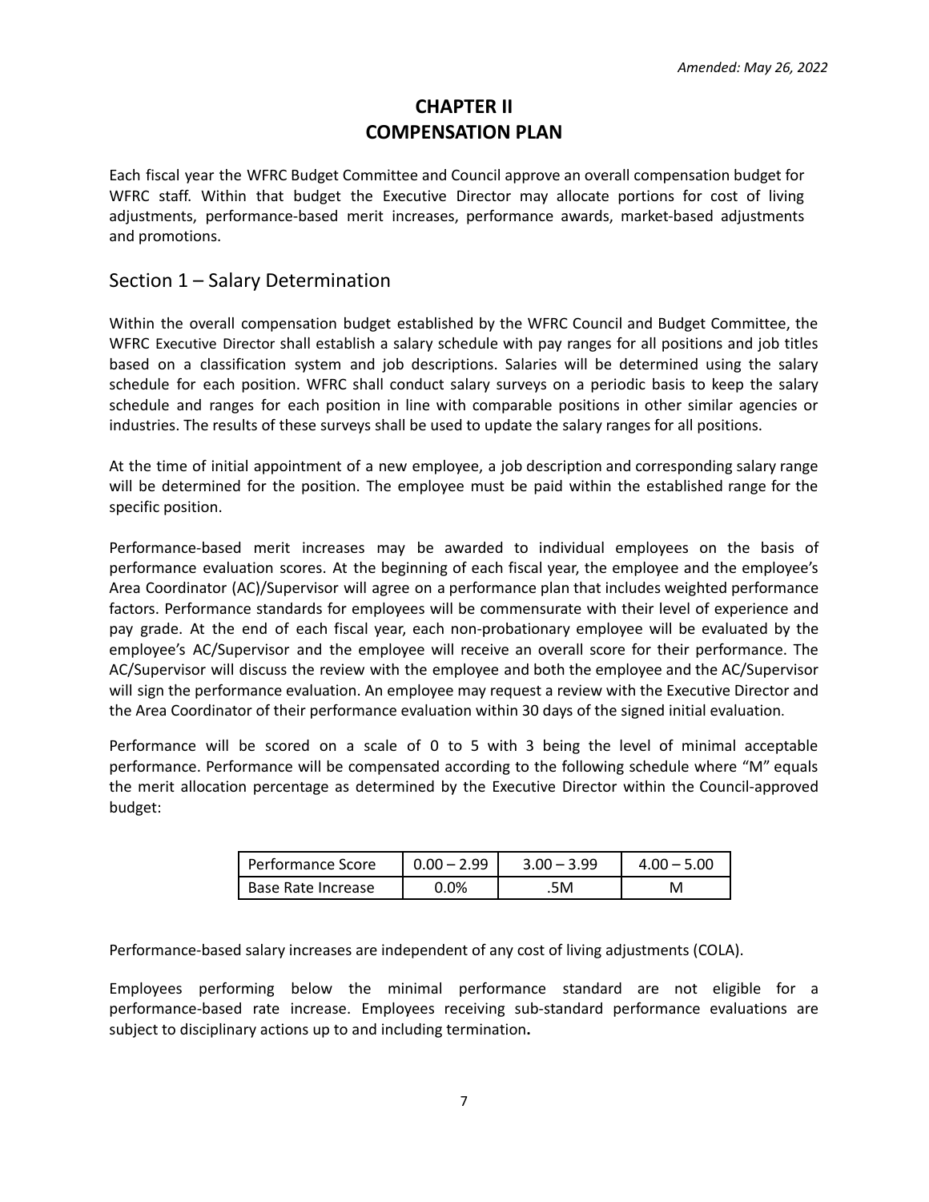*Amended: May 26, 2022*

# CHAPTER II
# COMPENSATION PLAN

Each fiscal year the WFRC Budget Committee and Council approve an overall compensation budget for WFRC staff. Within that budget the Executive Director may allocate portions for cost of living adjustments, performance-based merit increases, performance awards, market-based adjustments and promotions.

## Section 1 – Salary Determination

Within the overall compensation budget established by the WFRC Council and Budget Committee, the WFRC Executive Director shall establish a salary schedule with pay ranges for all positions and job titles based on a classification system and job descriptions. Salaries will be determined using the salary schedule for each position. WFRC shall conduct salary surveys on a periodic basis to keep the salary schedule and ranges for each position in line with comparable positions in other similar agencies or industries. The results of these surveys shall be used to update the salary ranges for all positions.

At the time of initial appointment of a new employee, a job description and corresponding salary range will be determined for the position. The employee must be paid within the established range for the specific position.

Performance-based merit increases may be awarded to individual employees on the basis of performance evaluation scores. At the beginning of each fiscal year, the employee and the employee's Area Coordinator (AC)/Supervisor will agree on a performance plan that includes weighted performance factors. Performance standards for employees will be commensurate with their level of experience and pay grade. At the end of each fiscal year, each non-probationary employee will be evaluated by the employee's AC/Supervisor and the employee will receive an overall score for their performance. The AC/Supervisor will discuss the review with the employee and both the employee and the AC/Supervisor will sign the performance evaluation. An employee may request a review with the Executive Director and the Area Coordinator of their performance evaluation within 30 days of the signed initial evaluation.

Performance will be scored on a scale of 0 to 5 with 3 being the level of minimal acceptable performance. Performance will be compensated according to the following schedule where "M" equals the merit allocation percentage as determined by the Executive Director within the Council-approved budget:

| Performance Score | 0.00 – 2.99 | 3.00 – 3.99 | 4.00 – 5.00 |
|---|---|---|---|
| Base Rate Increase | 0.0% | .5M | M |

Performance-based salary increases are independent of any cost of living adjustments (COLA).

Employees performing below the minimal performance standard are not eligible for a performance-based rate increase. Employees receiving sub-standard performance evaluations are subject to disciplinary actions up to and including termination**.**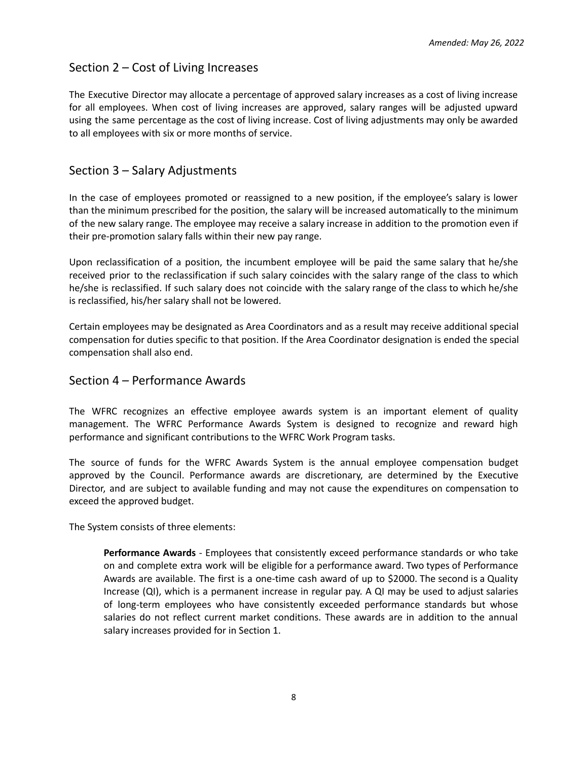## Section 2 – Cost of Living Increases

The Executive Director may allocate a percentage of approved salary increases as a cost of living increase for all employees. When cost of living increases are approved, salary ranges will be adjusted upward using the same percentage as the cost of living increase. Cost of living adjustments may only be awarded to all employees with six or more months of service.

## Section 3 – Salary Adjustments

In the case of employees promoted or reassigned to a new position, if the employee's salary is lower than the minimum prescribed for the position, the salary will be increased automatically to the minimum of the new salary range. The employee may receive a salary increase in addition to the promotion even if their pre-promotion salary falls within their new pay range.

Upon reclassification of a position, the incumbent employee will be paid the same salary that he/she received prior to the reclassification if such salary coincides with the salary range of the class to which he/she is reclassified. If such salary does not coincide with the salary range of the class to which he/she is reclassified, his/her salary shall not be lowered.

Certain employees may be designated as Area Coordinators and as a result may receive additional special compensation for duties specific to that position. If the Area Coordinator designation is ended the special compensation shall also end.

## Section 4 – Performance Awards

The WFRC recognizes an effective employee awards system is an important element of quality management. The WFRC Performance Awards System is designed to recognize and reward high performance and significant contributions to the WFRC Work Program tasks.

The source of funds for the WFRC Awards System is the annual employee compensation budget approved by the Council. Performance awards are discretionary, are determined by the Executive Director, and are subject to available funding and may not cause the expenditures on compensation to exceed the approved budget.

The System consists of three elements:

> **Performance Awards** - Employees that consistently exceed performance standards or who take on and complete extra work will be eligible for a performance award. Two types of Performance Awards are available. The first is a one-time cash award of up to $2000. The second is a Quality Increase (QI), which is a permanent increase in regular pay. A QI may be used to adjust salaries of long-term employees who have consistently exceeded performance standards but whose salaries do not reflect current market conditions. These awards are in addition to the annual salary increases provided for in Section 1.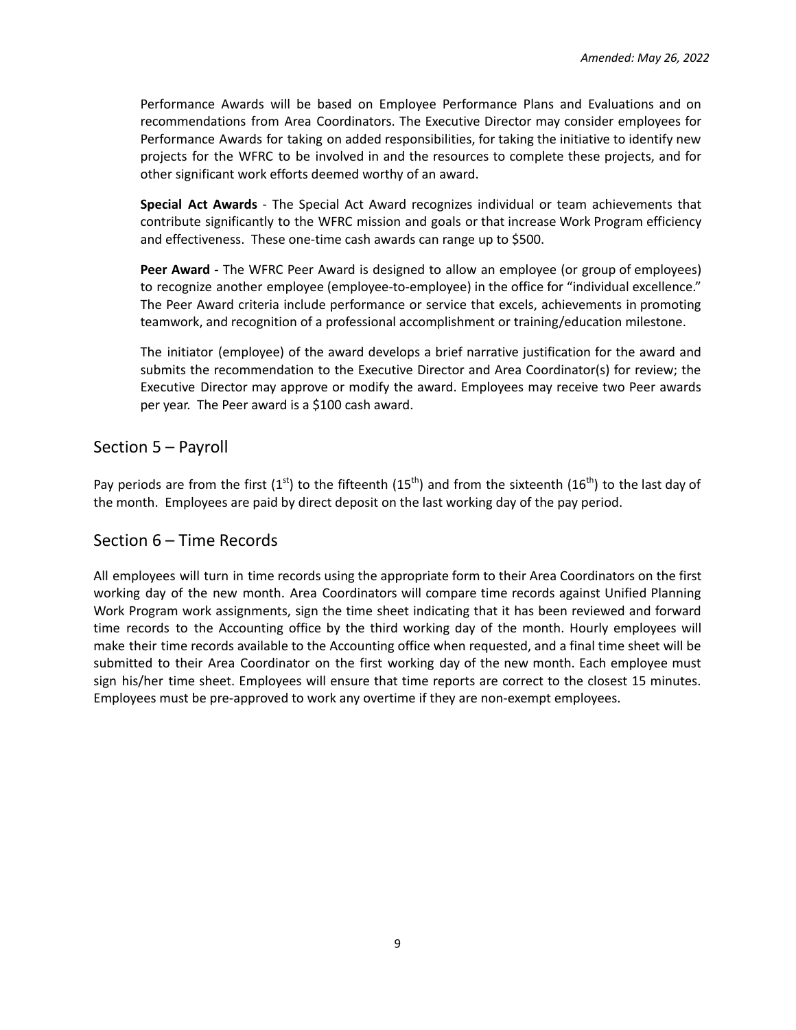Performance Awards will be based on Employee Performance Plans and Evaluations and on recommendations from Area Coordinators. The Executive Director may consider employees for Performance Awards for taking on added responsibilities, for taking the initiative to identify new projects for the WFRC to be involved in and the resources to complete these projects, and for other significant work efforts deemed worthy of an award.

**Special Act Awards** - The Special Act Award recognizes individual or team achievements that contribute significantly to the WFRC mission and goals or that increase Work Program efficiency and effectiveness. These one-time cash awards can range up to $500.

**Peer Award -** The WFRC Peer Award is designed to allow an employee (or group of employees) to recognize another employee (employee-to-employee) in the office for "individual excellence." The Peer Award criteria include performance or service that excels, achievements in promoting teamwork, and recognition of a professional accomplishment or training/education milestone.

The initiator (employee) of the award develops a brief narrative justification for the award and submits the recommendation to the Executive Director and Area Coordinator(s) for review; the Executive Director may approve or modify the award. Employees may receive two Peer awards per year. The Peer award is a $100 cash award.

## Section 5 – Payroll

Pay periods are from the first (1st) to the fifteenth (15th) and from the sixteenth (16th) to the last day of the month. Employees are paid by direct deposit on the last working day of the pay period.

## Section 6 – Time Records

All employees will turn in time records using the appropriate form to their Area Coordinators on the first working day of the new month. Area Coordinators will compare time records against Unified Planning Work Program work assignments, sign the time sheet indicating that it has been reviewed and forward time records to the Accounting office by the third working day of the month. Hourly employees will make their time records available to the Accounting office when requested, and a final time sheet will be submitted to their Area Coordinator on the first working day of the new month. Each employee must sign his/her time sheet. Employees will ensure that time reports are correct to the closest 15 minutes. Employees must be pre-approved to work any overtime if they are non-exempt employees.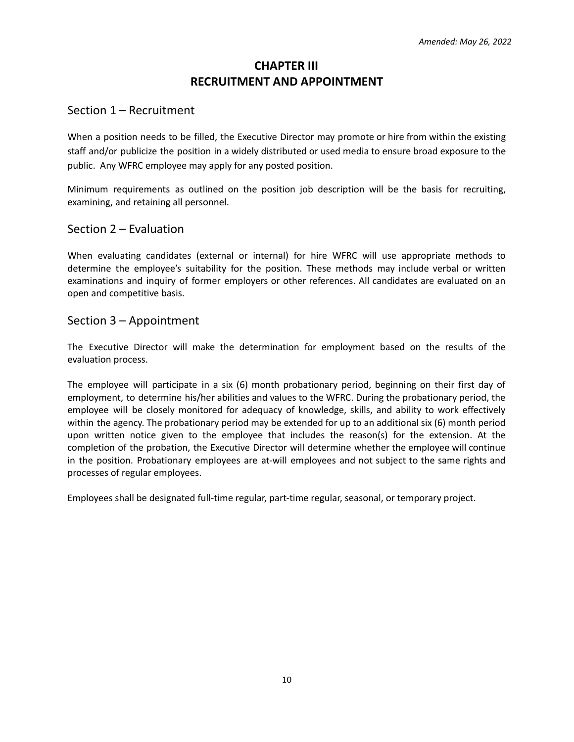*Amended: May 26, 2022*

# CHAPTER III
# RECRUITMENT AND APPOINTMENT

## Section 1 – Recruitment

When a position needs to be filled, the Executive Director may promote or hire from within the existing staff and/or publicize the position in a widely distributed or used media to ensure broad exposure to the public. Any WFRC employee may apply for any posted position.

Minimum requirements as outlined on the position job description will be the basis for recruiting, examining, and retaining all personnel.

## Section 2 – Evaluation

When evaluating candidates (external or internal) for hire WFRC will use appropriate methods to determine the employee's suitability for the position. These methods may include verbal or written examinations and inquiry of former employers or other references. All candidates are evaluated on an open and competitive basis.

## Section 3 – Appointment

The Executive Director will make the determination for employment based on the results of the evaluation process.

The employee will participate in a six (6) month probationary period, beginning on their first day of employment, to determine his/her abilities and values to the WFRC. During the probationary period, the employee will be closely monitored for adequacy of knowledge, skills, and ability to work effectively within the agency. The probationary period may be extended for up to an additional six (6) month period upon written notice given to the employee that includes the reason(s) for the extension. At the completion of the probation, the Executive Director will determine whether the employee will continue in the position. Probationary employees are at-will employees and not subject to the same rights and processes of regular employees.

Employees shall be designated full-time regular, part-time regular, seasonal, or temporary project.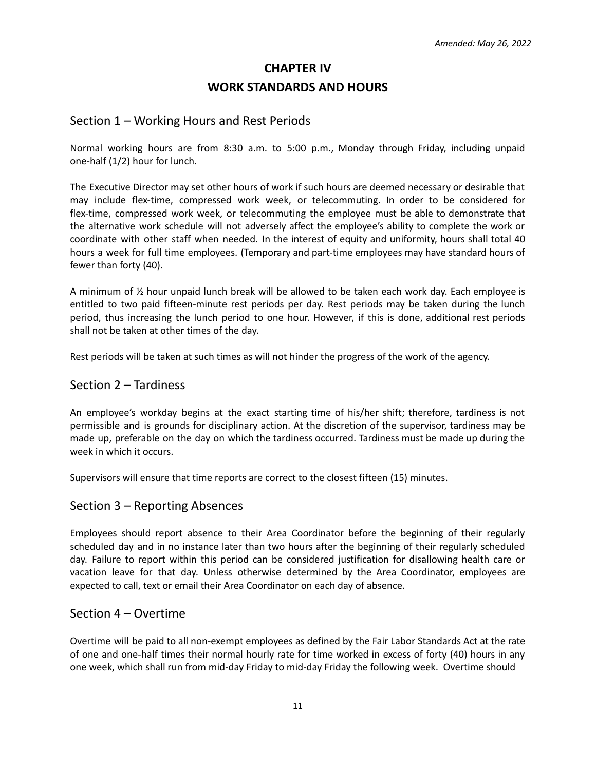*Amended: May 26, 2022*

# CHAPTER IV
# WORK STANDARDS AND HOURS

## Section 1 – Working Hours and Rest Periods

Normal working hours are from 8:30 a.m. to 5:00 p.m., Monday through Friday, including unpaid one-half (1/2) hour for lunch.

The Executive Director may set other hours of work if such hours are deemed necessary or desirable that may include flex-time, compressed work week, or telecommuting. In order to be considered for flex-time, compressed work week, or telecommuting the employee must be able to demonstrate that the alternative work schedule will not adversely affect the employee's ability to complete the work or coordinate with other staff when needed. In the interest of equity and uniformity, hours shall total 40 hours a week for full time employees. (Temporary and part-time employees may have standard hours of fewer than forty (40).

A minimum of ½ hour unpaid lunch break will be allowed to be taken each work day. Each employee is entitled to two paid fifteen-minute rest periods per day. Rest periods may be taken during the lunch period, thus increasing the lunch period to one hour. However, if this is done, additional rest periods shall not be taken at other times of the day.

Rest periods will be taken at such times as will not hinder the progress of the work of the agency.

## Section 2 – Tardiness

An employee's workday begins at the exact starting time of his/her shift; therefore, tardiness is not permissible and is grounds for disciplinary action. At the discretion of the supervisor, tardiness may be made up, preferable on the day on which the tardiness occurred. Tardiness must be made up during the week in which it occurs.

Supervisors will ensure that time reports are correct to the closest fifteen (15) minutes.

## Section 3 – Reporting Absences

Employees should report absence to their Area Coordinator before the beginning of their regularly scheduled day and in no instance later than two hours after the beginning of their regularly scheduled day. Failure to report within this period can be considered justification for disallowing health care or vacation leave for that day. Unless otherwise determined by the Area Coordinator, employees are expected to call, text or email their Area Coordinator on each day of absence.

## Section 4 – Overtime

Overtime will be paid to all non-exempt employees as defined by the Fair Labor Standards Act at the rate of one and one-half times their normal hourly rate for time worked in excess of forty (40) hours in any one week, which shall run from mid-day Friday to mid-day Friday the following week. Overtime should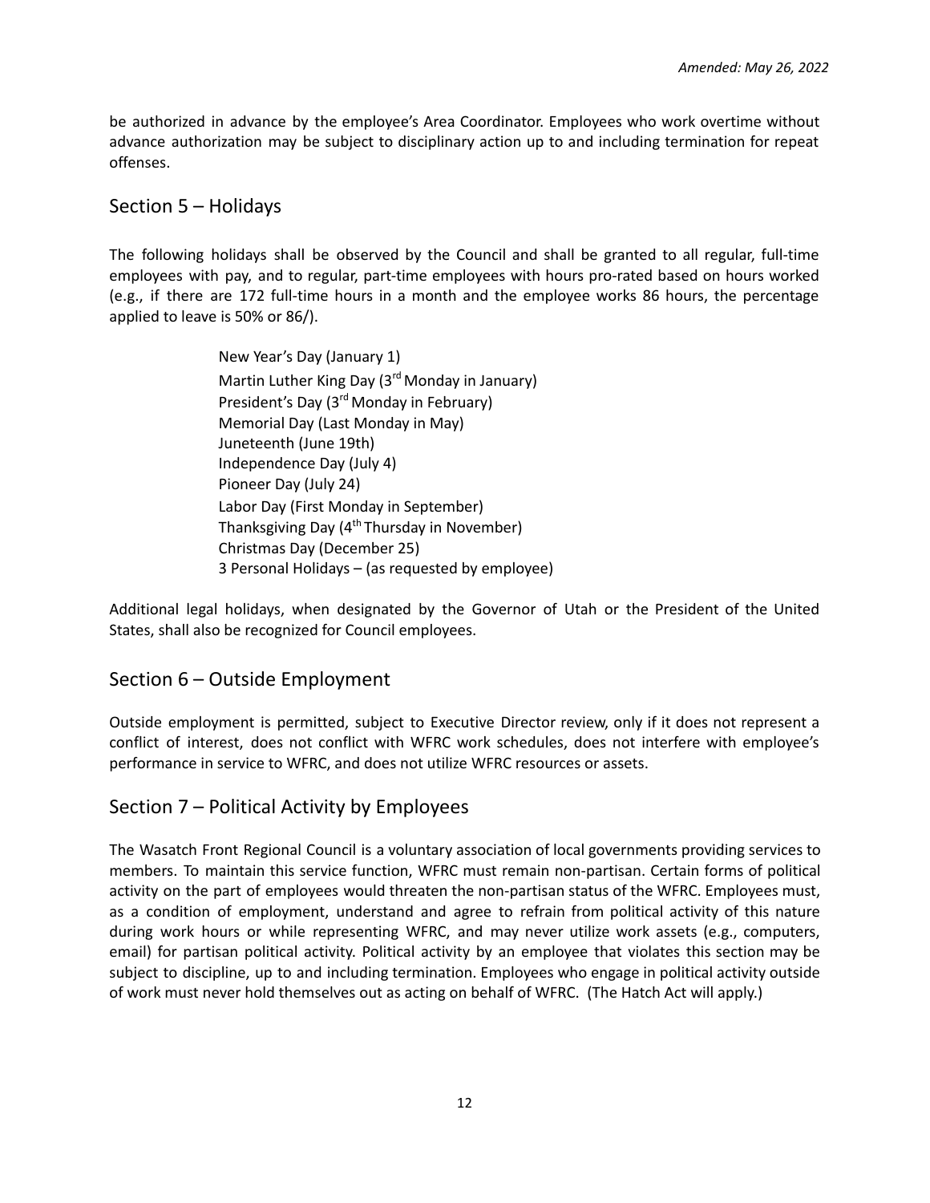be authorized in advance by the employee's Area Coordinator. Employees who work overtime without advance authorization may be subject to disciplinary action up to and including termination for repeat offenses.

## Section 5 – Holidays

The following holidays shall be observed by the Council and shall be granted to all regular, full-time employees with pay, and to regular, part-time employees with hours pro-rated based on hours worked (e.g., if there are 172 full-time hours in a month and the employee works 86 hours, the percentage applied to leave is 50% or 86/).

New Year's Day (January 1)
Martin Luther King Day (3rd Monday in January)
President's Day (3rd Monday in February)
Memorial Day (Last Monday in May)
Juneteenth (June 19th)
Independence Day (July 4)
Pioneer Day (July 24)
Labor Day (First Monday in September)
Thanksgiving Day (4th Thursday in November)
Christmas Day (December 25)
3 Personal Holidays – (as requested by employee)

Additional legal holidays, when designated by the Governor of Utah or the President of the United States, shall also be recognized for Council employees.

## Section 6 – Outside Employment

Outside employment is permitted, subject to Executive Director review, only if it does not represent a conflict of interest, does not conflict with WFRC work schedules, does not interfere with employee's performance in service to WFRC, and does not utilize WFRC resources or assets.

## Section 7 – Political Activity by Employees

The Wasatch Front Regional Council is a voluntary association of local governments providing services to members. To maintain this service function, WFRC must remain non-partisan. Certain forms of political activity on the part of employees would threaten the non-partisan status of the WFRC. Employees must, as a condition of employment, understand and agree to refrain from political activity of this nature during work hours or while representing WFRC, and may never utilize work assets (e.g., computers, email) for partisan political activity. Political activity by an employee that violates this section may be subject to discipline, up to and including termination. Employees who engage in political activity outside of work must never hold themselves out as acting on behalf of WFRC. (The Hatch Act will apply.)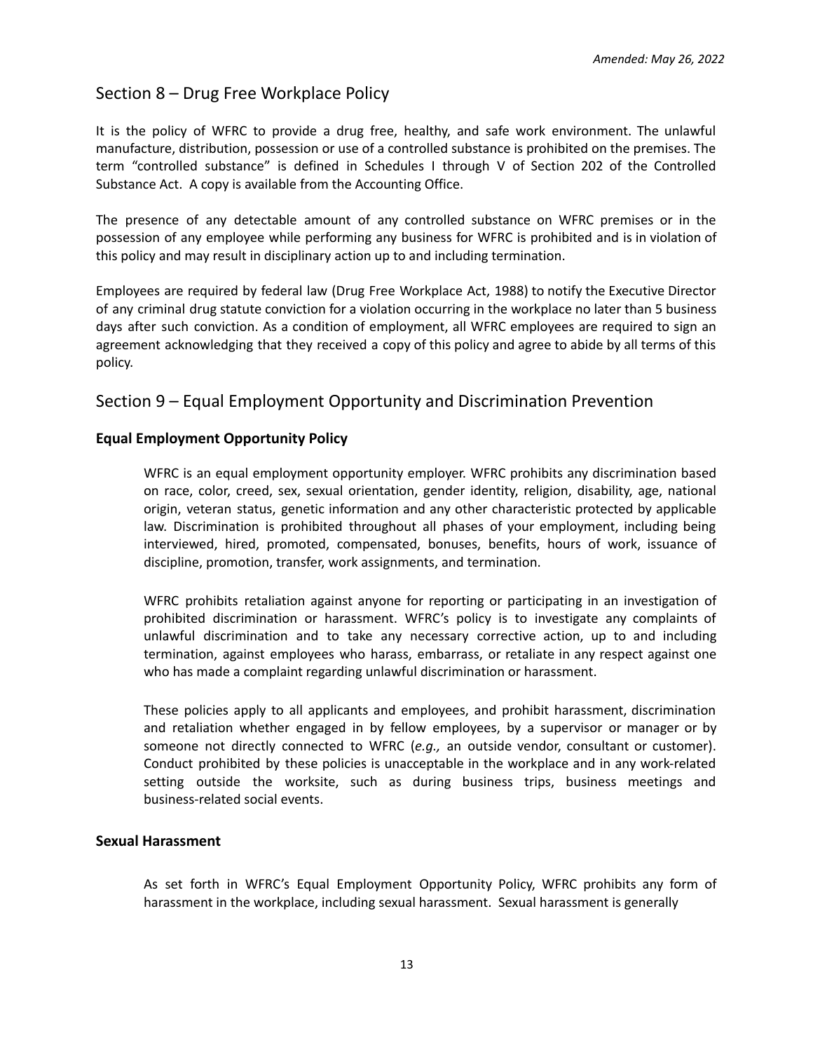*Amended: May 26, 2022*

## Section 8 – Drug Free Workplace Policy

It is the policy of WFRC to provide a drug free, healthy, and safe work environment. The unlawful manufacture, distribution, possession or use of a controlled substance is prohibited on the premises. The term "controlled substance" is defined in Schedules I through V of Section 202 of the Controlled Substance Act. A copy is available from the Accounting Office.

The presence of any detectable amount of any controlled substance on WFRC premises or in the possession of any employee while performing any business for WFRC is prohibited and is in violation of this policy and may result in disciplinary action up to and including termination.

Employees are required by federal law (Drug Free Workplace Act, 1988) to notify the Executive Director of any criminal drug statute conviction for a violation occurring in the workplace no later than 5 business days after such conviction. As a condition of employment, all WFRC employees are required to sign an agreement acknowledging that they received a copy of this policy and agree to abide by all terms of this policy.

## Section 9 – Equal Employment Opportunity and Discrimination Prevention

### Equal Employment Opportunity Policy

WFRC is an equal employment opportunity employer. WFRC prohibits any discrimination based on race, color, creed, sex, sexual orientation, gender identity, religion, disability, age, national origin, veteran status, genetic information and any other characteristic protected by applicable law. Discrimination is prohibited throughout all phases of your employment, including being interviewed, hired, promoted, compensated, bonuses, benefits, hours of work, issuance of discipline, promotion, transfer, work assignments, and termination.

WFRC prohibits retaliation against anyone for reporting or participating in an investigation of prohibited discrimination or harassment. WFRC's policy is to investigate any complaints of unlawful discrimination and to take any necessary corrective action, up to and including termination, against employees who harass, embarrass, or retaliate in any respect against one who has made a complaint regarding unlawful discrimination or harassment.

These policies apply to all applicants and employees, and prohibit harassment, discrimination and retaliation whether engaged in by fellow employees, by a supervisor or manager or by someone not directly connected to WFRC (*e.g.,* an outside vendor, consultant or customer). Conduct prohibited by these policies is unacceptable in the workplace and in any work-related setting outside the worksite, such as during business trips, business meetings and business-related social events.

### Sexual Harassment

As set forth in WFRC's Equal Employment Opportunity Policy, WFRC prohibits any form of harassment in the workplace, including sexual harassment. Sexual harassment is generally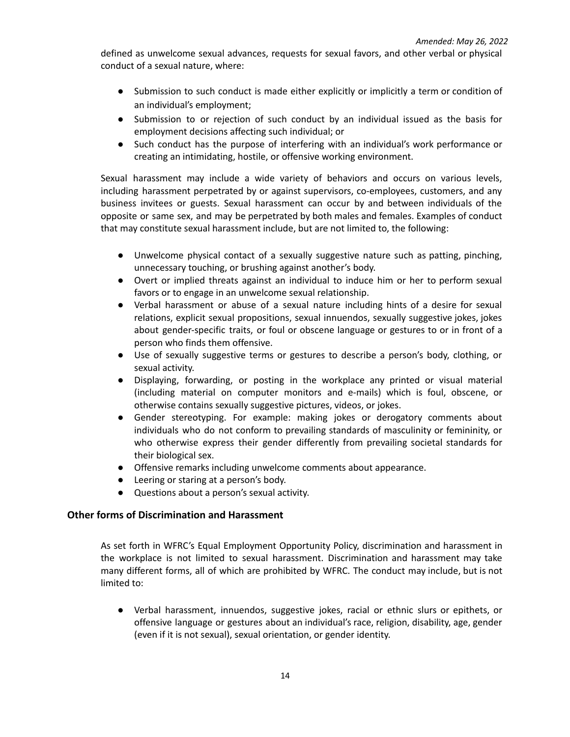defined as unwelcome sexual advances, requests for sexual favors, and other verbal or physical conduct of a sexual nature, where:

- Submission to such conduct is made either explicitly or implicitly a term or condition of an individual's employment;
- Submission to or rejection of such conduct by an individual issued as the basis for employment decisions affecting such individual; or
- Such conduct has the purpose of interfering with an individual's work performance or creating an intimidating, hostile, or offensive working environment.

Sexual harassment may include a wide variety of behaviors and occurs on various levels, including harassment perpetrated by or against supervisors, co-employees, customers, and any business invitees or guests. Sexual harassment can occur by and between individuals of the opposite or same sex, and may be perpetrated by both males and females. Examples of conduct that may constitute sexual harassment include, but are not limited to, the following:

- Unwelcome physical contact of a sexually suggestive nature such as patting, pinching, unnecessary touching, or brushing against another's body.
- Overt or implied threats against an individual to induce him or her to perform sexual favors or to engage in an unwelcome sexual relationship.
- Verbal harassment or abuse of a sexual nature including hints of a desire for sexual relations, explicit sexual propositions, sexual innuendos, sexually suggestive jokes, jokes about gender-specific traits, or foul or obscene language or gestures to or in front of a person who finds them offensive.
- Use of sexually suggestive terms or gestures to describe a person's body, clothing, or sexual activity.
- Displaying, forwarding, or posting in the workplace any printed or visual material (including material on computer monitors and e-mails) which is foul, obscene, or otherwise contains sexually suggestive pictures, videos, or jokes.
- Gender stereotyping. For example: making jokes or derogatory comments about individuals who do not conform to prevailing standards of masculinity or femininity, or who otherwise express their gender differently from prevailing societal standards for their biological sex.
- Offensive remarks including unwelcome comments about appearance.
- Leering or staring at a person's body.
- Questions about a person's sexual activity.

### Other forms of Discrimination and Harassment

As set forth in WFRC's Equal Employment Opportunity Policy, discrimination and harassment in the workplace is not limited to sexual harassment. Discrimination and harassment may take many different forms, all of which are prohibited by WFRC. The conduct may include, but is not limited to:

- Verbal harassment, innuendos, suggestive jokes, racial or ethnic slurs or epithets, or offensive language or gestures about an individual's race, religion, disability, age, gender (even if it is not sexual), sexual orientation, or gender identity.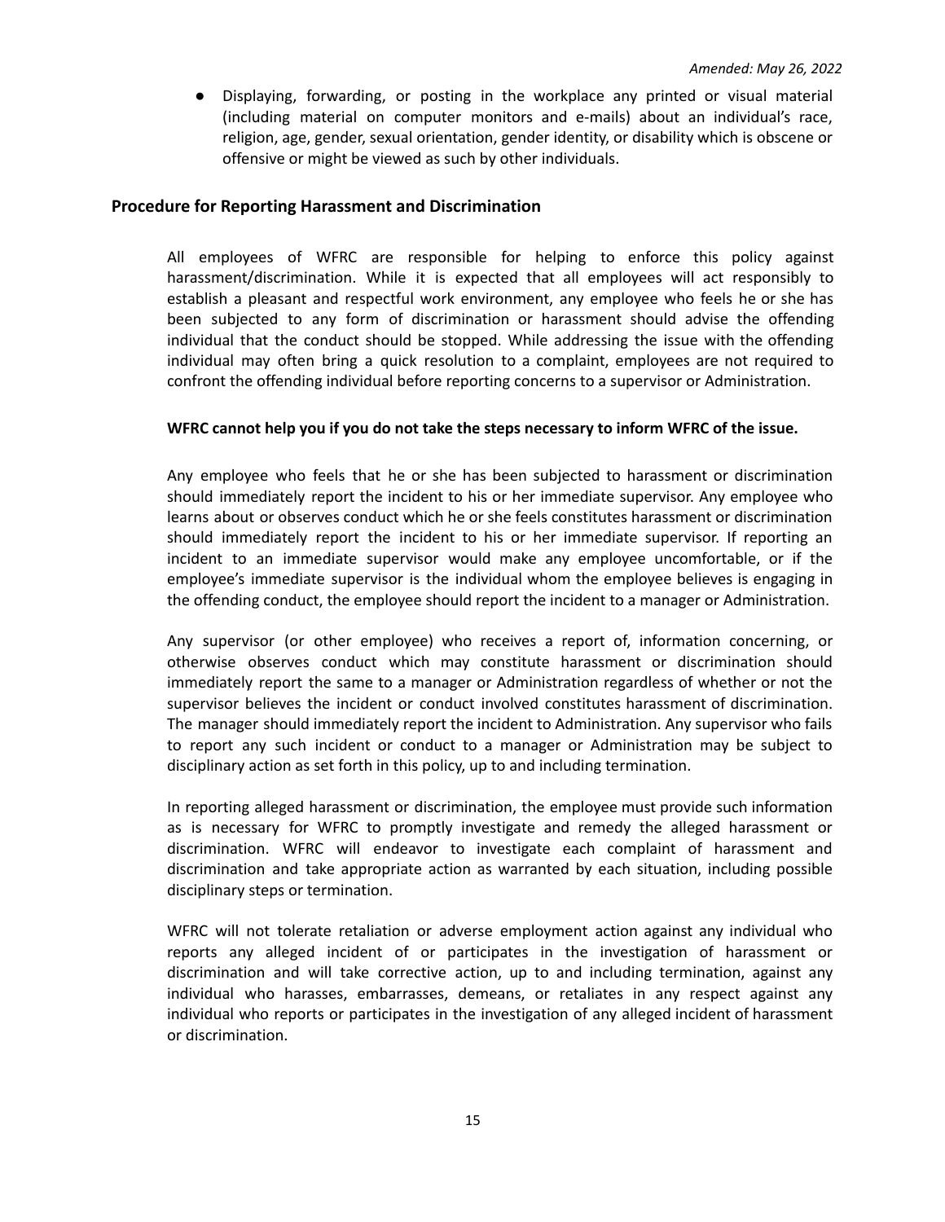- Displaying, forwarding, or posting in the workplace any printed or visual material (including material on computer monitors and e-mails) about an individual's race, religion, age, gender, sexual orientation, gender identity, or disability which is obscene or offensive or might be viewed as such by other individuals.

### Procedure for Reporting Harassment and Discrimination

All employees of WFRC are responsible for helping to enforce this policy against harassment/discrimination. While it is expected that all employees will act responsibly to establish a pleasant and respectful work environment, any employee who feels he or she has been subjected to any form of discrimination or harassment should advise the offending individual that the conduct should be stopped. While addressing the issue with the offending individual may often bring a quick resolution to a complaint, employees are not required to confront the offending individual before reporting concerns to a supervisor or Administration.

**WFRC cannot help you if you do not take the steps necessary to inform WFRC of the issue.**

Any employee who feels that he or she has been subjected to harassment or discrimination should immediately report the incident to his or her immediate supervisor. Any employee who learns about or observes conduct which he or she feels constitutes harassment or discrimination should immediately report the incident to his or her immediate supervisor. If reporting an incident to an immediate supervisor would make any employee uncomfortable, or if the employee's immediate supervisor is the individual whom the employee believes is engaging in the offending conduct, the employee should report the incident to a manager or Administration.

Any supervisor (or other employee) who receives a report of, information concerning, or otherwise observes conduct which may constitute harassment or discrimination should immediately report the same to a manager or Administration regardless of whether or not the supervisor believes the incident or conduct involved constitutes harassment of discrimination. The manager should immediately report the incident to Administration. Any supervisor who fails to report any such incident or conduct to a manager or Administration may be subject to disciplinary action as set forth in this policy, up to and including termination.

In reporting alleged harassment or discrimination, the employee must provide such information as is necessary for WFRC to promptly investigate and remedy the alleged harassment or discrimination. WFRC will endeavor to investigate each complaint of harassment and discrimination and take appropriate action as warranted by each situation, including possible disciplinary steps or termination.

WFRC will not tolerate retaliation or adverse employment action against any individual who reports any alleged incident of or participates in the investigation of harassment or discrimination and will take corrective action, up to and including termination, against any individual who harasses, embarrasses, demeans, or retaliates in any respect against any individual who reports or participates in the investigation of any alleged incident of harassment or discrimination.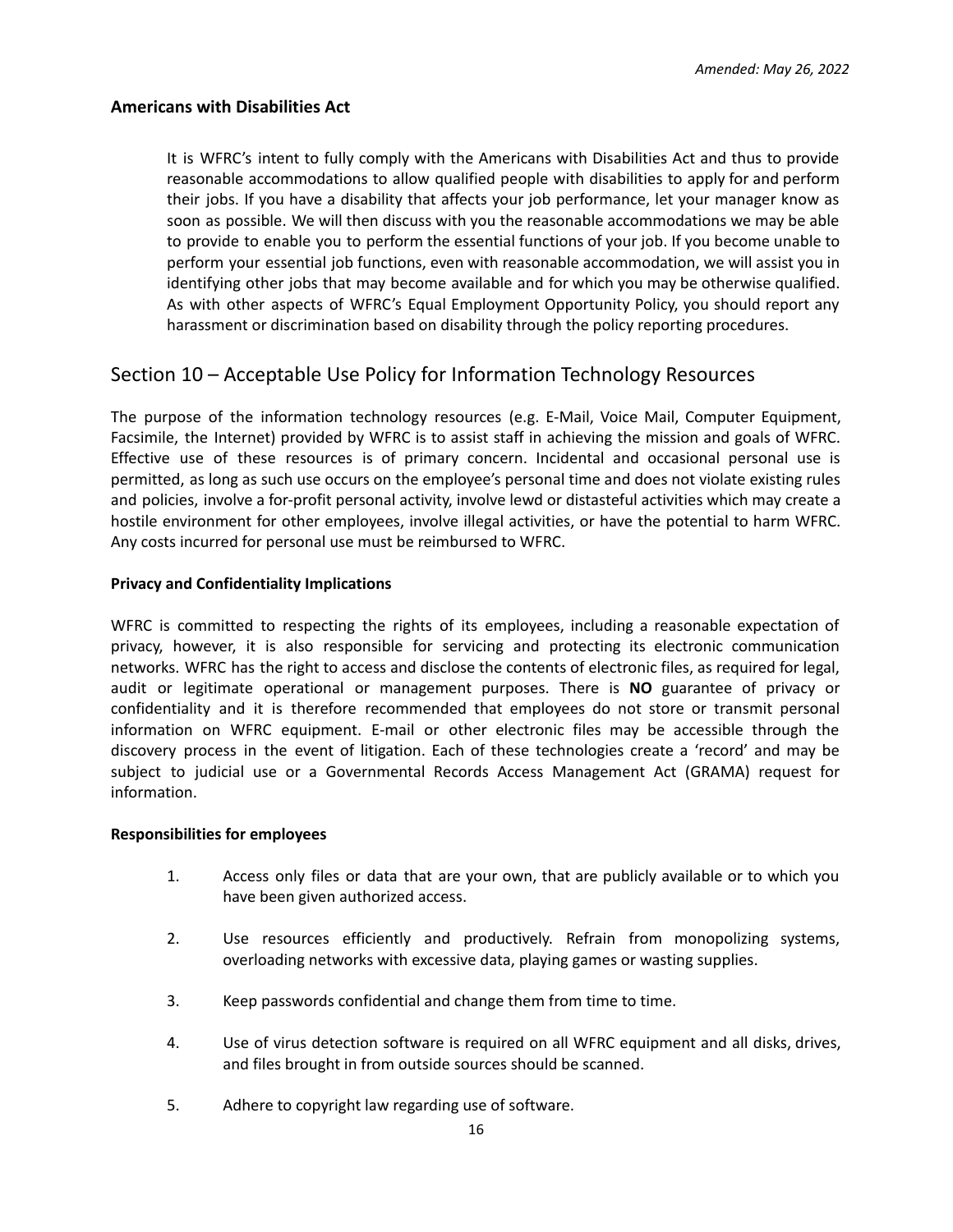### Americans with Disabilities Act

It is WFRC's intent to fully comply with the Americans with Disabilities Act and thus to provide reasonable accommodations to allow qualified people with disabilities to apply for and perform their jobs. If you have a disability that affects your job performance, let your manager know as soon as possible. We will then discuss with you the reasonable accommodations we may be able to provide to enable you to perform the essential functions of your job. If you become unable to perform your essential job functions, even with reasonable accommodation, we will assist you in identifying other jobs that may become available and for which you may be otherwise qualified. As with other aspects of WFRC's Equal Employment Opportunity Policy, you should report any harassment or discrimination based on disability through the policy reporting procedures.

## Section 10 – Acceptable Use Policy for Information Technology Resources

The purpose of the information technology resources (e.g. E-Mail, Voice Mail, Computer Equipment, Facsimile, the Internet) provided by WFRC is to assist staff in achieving the mission and goals of WFRC. Effective use of these resources is of primary concern. Incidental and occasional personal use is permitted, as long as such use occurs on the employee's personal time and does not violate existing rules and policies, involve a for-profit personal activity, involve lewd or distasteful activities which may create a hostile environment for other employees, involve illegal activities, or have the potential to harm WFRC. Any costs incurred for personal use must be reimbursed to WFRC.

### Privacy and Confidentiality Implications

WFRC is committed to respecting the rights of its employees, including a reasonable expectation of privacy, however, it is also responsible for servicing and protecting its electronic communication networks. WFRC has the right to access and disclose the contents of electronic files, as required for legal, audit or legitimate operational or management purposes. There is **NO** guarantee of privacy or confidentiality and it is therefore recommended that employees do not store or transmit personal information on WFRC equipment. E-mail or other electronic files may be accessible through the discovery process in the event of litigation. Each of these technologies create a 'record' and may be subject to judicial use or a Governmental Records Access Management Act (GRAMA) request for information.

### Responsibilities for employees

1. Access only files or data that are your own, that are publicly available or to which you have been given authorized access.
2. Use resources efficiently and productively. Refrain from monopolizing systems, overloading networks with excessive data, playing games or wasting supplies.
3. Keep passwords confidential and change them from time to time.
4. Use of virus detection software is required on all WFRC equipment and all disks, drives, and files brought in from outside sources should be scanned.
5. Adhere to copyright law regarding use of software.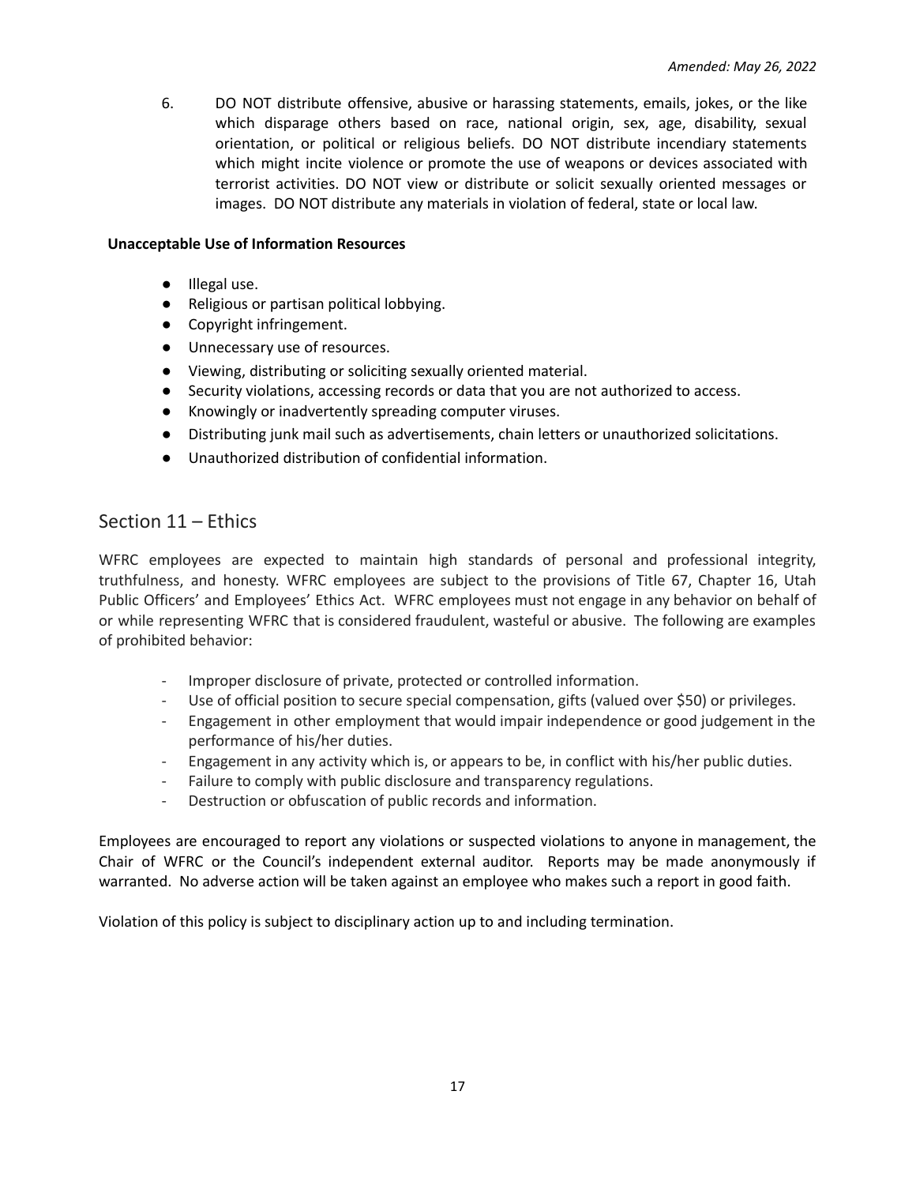6. DO NOT distribute offensive, abusive or harassing statements, emails, jokes, or the like which disparage others based on race, national origin, sex, age, disability, sexual orientation, or political or religious beliefs. DO NOT distribute incendiary statements which might incite violence or promote the use of weapons or devices associated with terrorist activities. DO NOT view or distribute or solicit sexually oriented messages or images. DO NOT distribute any materials in violation of federal, state or local law.

**Unacceptable Use of Information Resources**

- Illegal use.
- Religious or partisan political lobbying.
- Copyright infringement.
- Unnecessary use of resources.
- Viewing, distributing or soliciting sexually oriented material.
- Security violations, accessing records or data that you are not authorized to access.
- Knowingly or inadvertently spreading computer viruses.
- Distributing junk mail such as advertisements, chain letters or unauthorized solicitations.
- Unauthorized distribution of confidential information.

## Section 11 – Ethics

WFRC employees are expected to maintain high standards of personal and professional integrity, truthfulness, and honesty. WFRC employees are subject to the provisions of Title 67, Chapter 16, Utah Public Officers' and Employees' Ethics Act. WFRC employees must not engage in any behavior on behalf of or while representing WFRC that is considered fraudulent, wasteful or abusive. The following are examples of prohibited behavior:

- Improper disclosure of private, protected or controlled information.
- Use of official position to secure special compensation, gifts (valued over $50) or privileges.
- Engagement in other employment that would impair independence or good judgement in the performance of his/her duties.
- Engagement in any activity which is, or appears to be, in conflict with his/her public duties.
- Failure to comply with public disclosure and transparency regulations.
- Destruction or obfuscation of public records and information.

Employees are encouraged to report any violations or suspected violations to anyone in management, the Chair of WFRC or the Council's independent external auditor. Reports may be made anonymously if warranted. No adverse action will be taken against an employee who makes such a report in good faith.

Violation of this policy is subject to disciplinary action up to and including termination.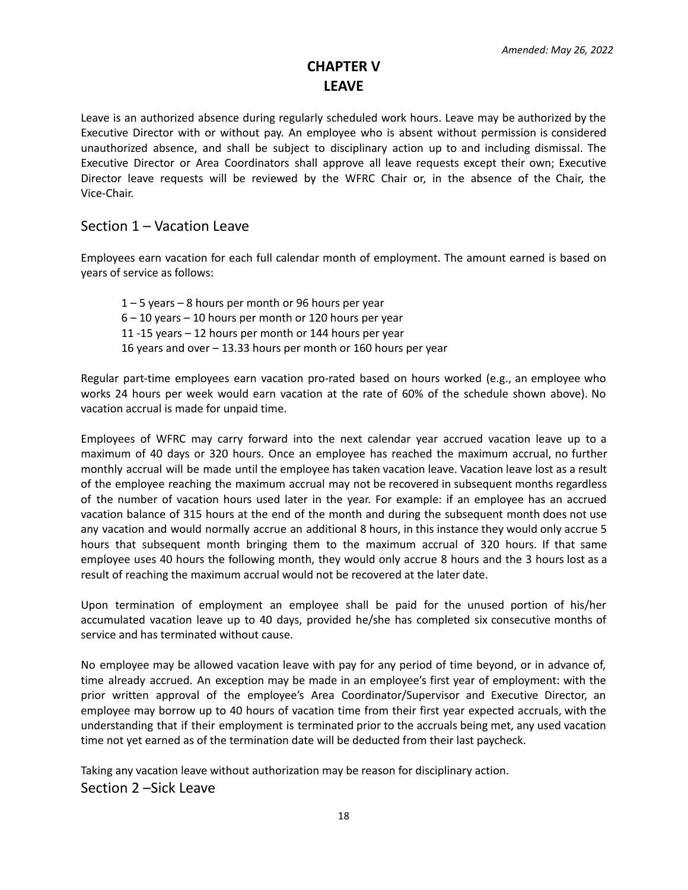*Amended: May 26, 2022*

# CHAPTER V
# LEAVE

Leave is an authorized absence during regularly scheduled work hours. Leave may be authorized by the Executive Director with or without pay. An employee who is absent without permission is considered unauthorized absence, and shall be subject to disciplinary action up to and including dismissal. The Executive Director or Area Coordinators shall approve all leave requests except their own; Executive Director leave requests will be reviewed by the WFRC Chair or, in the absence of the Chair, the Vice-Chair.

## Section 1 – Vacation Leave

Employees earn vacation for each full calendar month of employment. The amount earned is based on years of service as follows:

1 – 5 years – 8 hours per month or 96 hours per year
6 – 10 years – 10 hours per month or 120 hours per year
11 -15 years – 12 hours per month or 144 hours per year
16 years and over – 13.33 hours per month or 160 hours per year

Regular part-time employees earn vacation pro-rated based on hours worked (e.g., an employee who works 24 hours per week would earn vacation at the rate of 60% of the schedule shown above). No vacation accrual is made for unpaid time.

Employees of WFRC may carry forward into the next calendar year accrued vacation leave up to a maximum of 40 days or 320 hours. Once an employee has reached the maximum accrual, no further monthly accrual will be made until the employee has taken vacation leave. Vacation leave lost as a result of the employee reaching the maximum accrual may not be recovered in subsequent months regardless of the number of vacation hours used later in the year. For example: if an employee has an accrued vacation balance of 315 hours at the end of the month and during the subsequent month does not use any vacation and would normally accrue an additional 8 hours, in this instance they would only accrue 5 hours that subsequent month bringing them to the maximum accrual of 320 hours. If that same employee uses 40 hours the following month, they would only accrue 8 hours and the 3 hours lost as a result of reaching the maximum accrual would not be recovered at the later date.

Upon termination of employment an employee shall be paid for the unused portion of his/her accumulated vacation leave up to 40 days, provided he/she has completed six consecutive months of service and has terminated without cause.

No employee may be allowed vacation leave with pay for any period of time beyond, or in advance of, time already accrued. An exception may be made in an employee's first year of employment: with the prior written approval of the employee's Area Coordinator/Supervisor and Executive Director, an employee may borrow up to 40 hours of vacation time from their first year expected accruals, with the understanding that if their employment is terminated prior to the accruals being met, any used vacation time not yet earned as of the termination date will be deducted from their last paycheck.

Taking any vacation leave without authorization may be reason for disciplinary action.

## Section 2 –Sick Leave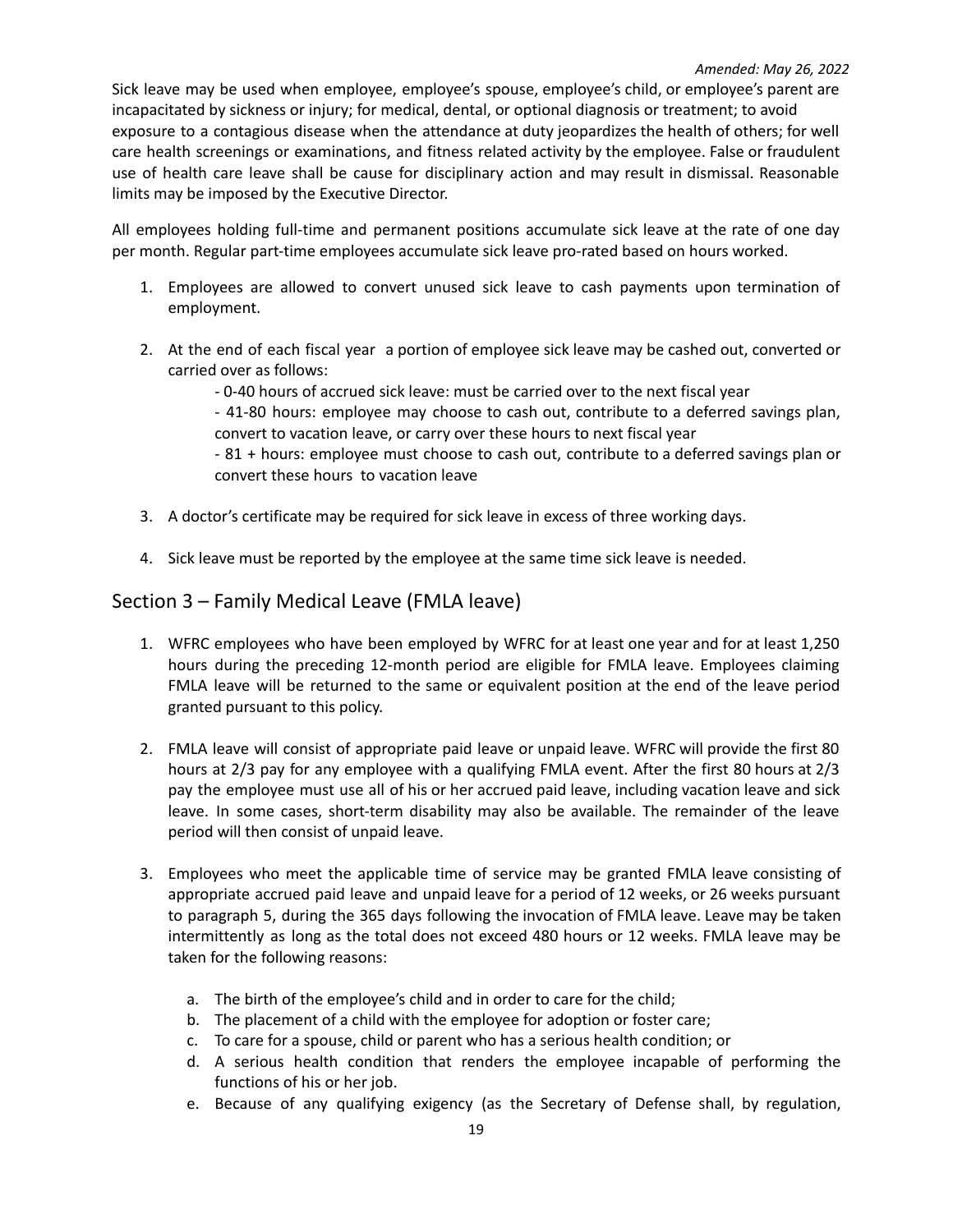*Amended: May 26, 2022*

Sick leave may be used when employee, employee's spouse, employee's child, or employee's parent are incapacitated by sickness or injury; for medical, dental, or optional diagnosis or treatment; to avoid exposure to a contagious disease when the attendance at duty jeopardizes the health of others; for well care health screenings or examinations, and fitness related activity by the employee. False or fraudulent use of health care leave shall be cause for disciplinary action and may result in dismissal. Reasonable limits may be imposed by the Executive Director.

All employees holding full-time and permanent positions accumulate sick leave at the rate of one day per month. Regular part-time employees accumulate sick leave pro-rated based on hours worked.

1. Employees are allowed to convert unused sick leave to cash payments upon termination of employment.

2. At the end of each fiscal year a portion of employee sick leave may be cashed out, converted or carried over as follows:
   - 0-40 hours of accrued sick leave: must be carried over to the next fiscal year
   - 41-80 hours: employee may choose to cash out, contribute to a deferred savings plan, convert to vacation leave, or carry over these hours to next fiscal year
   - 81 + hours: employee must choose to cash out, contribute to a deferred savings plan or convert these hours to vacation leave

3. A doctor's certificate may be required for sick leave in excess of three working days.

4. Sick leave must be reported by the employee at the same time sick leave is needed.

## Section 3 – Family Medical Leave (FMLA leave)

1. WFRC employees who have been employed by WFRC for at least one year and for at least 1,250 hours during the preceding 12-month period are eligible for FMLA leave. Employees claiming FMLA leave will be returned to the same or equivalent position at the end of the leave period granted pursuant to this policy.

2. FMLA leave will consist of appropriate paid leave or unpaid leave. WFRC will provide the first 80 hours at 2/3 pay for any employee with a qualifying FMLA event. After the first 80 hours at 2/3 pay the employee must use all of his or her accrued paid leave, including vacation leave and sick leave. In some cases, short-term disability may also be available. The remainder of the leave period will then consist of unpaid leave.

3. Employees who meet the applicable time of service may be granted FMLA leave consisting of appropriate accrued paid leave and unpaid leave for a period of 12 weeks, or 26 weeks pursuant to paragraph 5, during the 365 days following the invocation of FMLA leave. Leave may be taken intermittently as long as the total does not exceed 480 hours or 12 weeks. FMLA leave may be taken for the following reasons:

   a. The birth of the employee's child and in order to care for the child;
   b. The placement of a child with the employee for adoption or foster care;
   c. To care for a spouse, child or parent who has a serious health condition; or
   d. A serious health condition that renders the employee incapable of performing the functions of his or her job.
   e. Because of any qualifying exigency (as the Secretary of Defense shall, by regulation,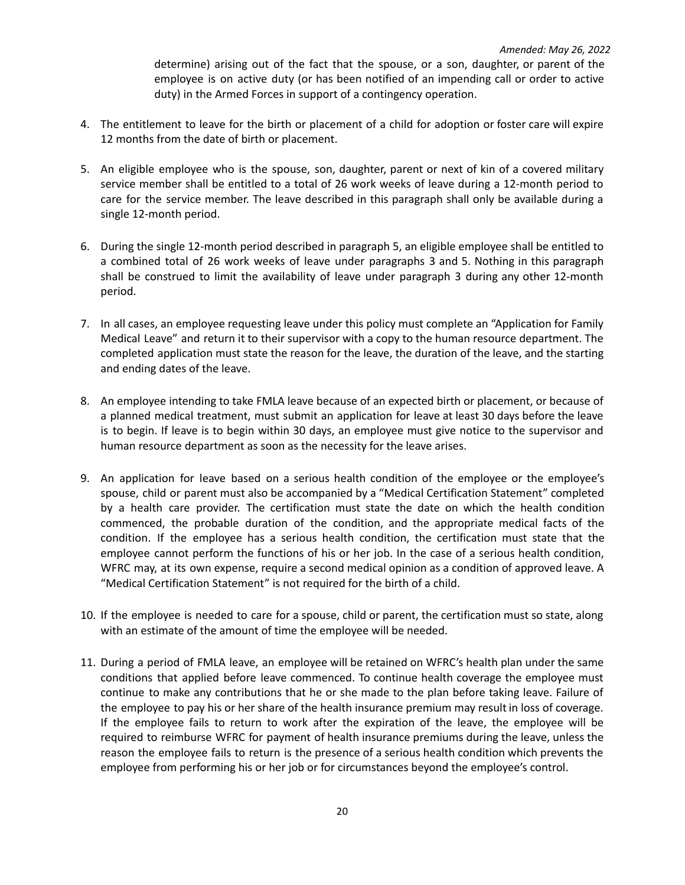determine) arising out of the fact that the spouse, or a son, daughter, or parent of the employee is on active duty (or has been notified of an impending call or order to active duty) in the Armed Forces in support of a contingency operation.

4. The entitlement to leave for the birth or placement of a child for adoption or foster care will expire 12 months from the date of birth or placement.

5. An eligible employee who is the spouse, son, daughter, parent or next of kin of a covered military service member shall be entitled to a total of 26 work weeks of leave during a 12-month period to care for the service member. The leave described in this paragraph shall only be available during a single 12-month period.

6. During the single 12-month period described in paragraph 5, an eligible employee shall be entitled to a combined total of 26 work weeks of leave under paragraphs 3 and 5. Nothing in this paragraph shall be construed to limit the availability of leave under paragraph 3 during any other 12-month period.

7. In all cases, an employee requesting leave under this policy must complete an "Application for Family Medical Leave" and return it to their supervisor with a copy to the human resource department. The completed application must state the reason for the leave, the duration of the leave, and the starting and ending dates of the leave.

8. An employee intending to take FMLA leave because of an expected birth or placement, or because of a planned medical treatment, must submit an application for leave at least 30 days before the leave is to begin. If leave is to begin within 30 days, an employee must give notice to the supervisor and human resource department as soon as the necessity for the leave arises.

9. An application for leave based on a serious health condition of the employee or the employee's spouse, child or parent must also be accompanied by a "Medical Certification Statement" completed by a health care provider. The certification must state the date on which the health condition commenced, the probable duration of the condition, and the appropriate medical facts of the condition. If the employee has a serious health condition, the certification must state that the employee cannot perform the functions of his or her job. In the case of a serious health condition, WFRC may, at its own expense, require a second medical opinion as a condition of approved leave. A "Medical Certification Statement" is not required for the birth of a child.

10. If the employee is needed to care for a spouse, child or parent, the certification must so state, along with an estimate of the amount of time the employee will be needed.

11. During a period of FMLA leave, an employee will be retained on WFRC's health plan under the same conditions that applied before leave commenced. To continue health coverage the employee must continue to make any contributions that he or she made to the plan before taking leave. Failure of the employee to pay his or her share of the health insurance premium may result in loss of coverage. If the employee fails to return to work after the expiration of the leave, the employee will be required to reimburse WFRC for payment of health insurance premiums during the leave, unless the reason the employee fails to return is the presence of a serious health condition which prevents the employee from performing his or her job or for circumstances beyond the employee's control.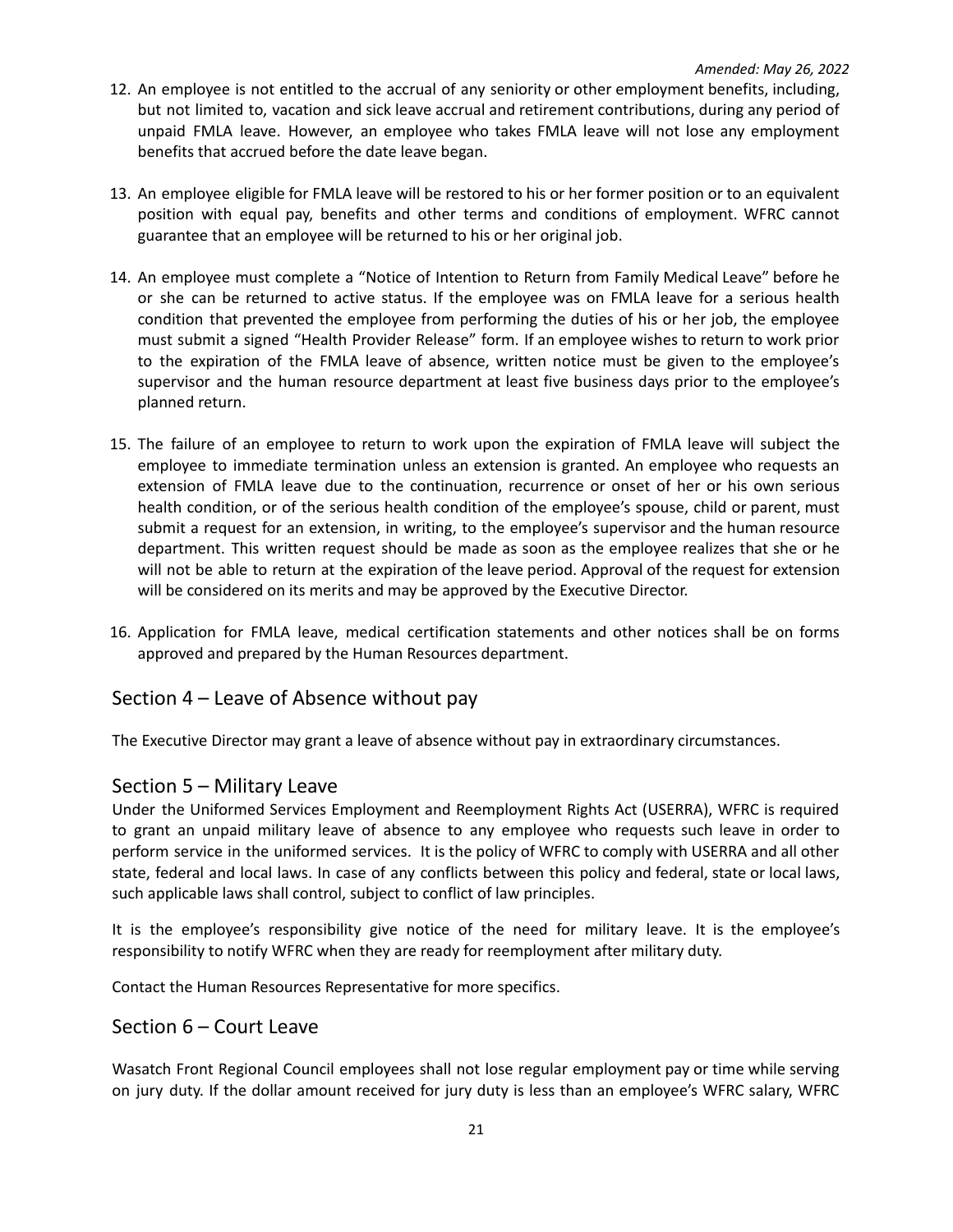12. An employee is not entitled to the accrual of any seniority or other employment benefits, including, but not limited to, vacation and sick leave accrual and retirement contributions, during any period of unpaid FMLA leave. However, an employee who takes FMLA leave will not lose any employment benefits that accrued before the date leave began.

13. An employee eligible for FMLA leave will be restored to his or her former position or to an equivalent position with equal pay, benefits and other terms and conditions of employment. WFRC cannot guarantee that an employee will be returned to his or her original job.

14. An employee must complete a "Notice of Intention to Return from Family Medical Leave" before he or she can be returned to active status. If the employee was on FMLA leave for a serious health condition that prevented the employee from performing the duties of his or her job, the employee must submit a signed "Health Provider Release" form. If an employee wishes to return to work prior to the expiration of the FMLA leave of absence, written notice must be given to the employee's supervisor and the human resource department at least five business days prior to the employee's planned return.

15. The failure of an employee to return to work upon the expiration of FMLA leave will subject the employee to immediate termination unless an extension is granted. An employee who requests an extension of FMLA leave due to the continuation, recurrence or onset of her or his own serious health condition, or of the serious health condition of the employee's spouse, child or parent, must submit a request for an extension, in writing, to the employee's supervisor and the human resource department. This written request should be made as soon as the employee realizes that she or he will not be able to return at the expiration of the leave period. Approval of the request for extension will be considered on its merits and may be approved by the Executive Director.

16. Application for FMLA leave, medical certification statements and other notices shall be on forms approved and prepared by the Human Resources department.

## Section 4 – Leave of Absence without pay

The Executive Director may grant a leave of absence without pay in extraordinary circumstances.

## Section 5 – Military Leave

Under the Uniformed Services Employment and Reemployment Rights Act (USERRA), WFRC is required to grant an unpaid military leave of absence to any employee who requests such leave in order to perform service in the uniformed services. It is the policy of WFRC to comply with USERRA and all other state, federal and local laws. In case of any conflicts between this policy and federal, state or local laws, such applicable laws shall control, subject to conflict of law principles.

It is the employee's responsibility give notice of the need for military leave. It is the employee's responsibility to notify WFRC when they are ready for reemployment after military duty.

Contact the Human Resources Representative for more specifics.

## Section 6 – Court Leave

Wasatch Front Regional Council employees shall not lose regular employment pay or time while serving on jury duty. If the dollar amount received for jury duty is less than an employee's WFRC salary, WFRC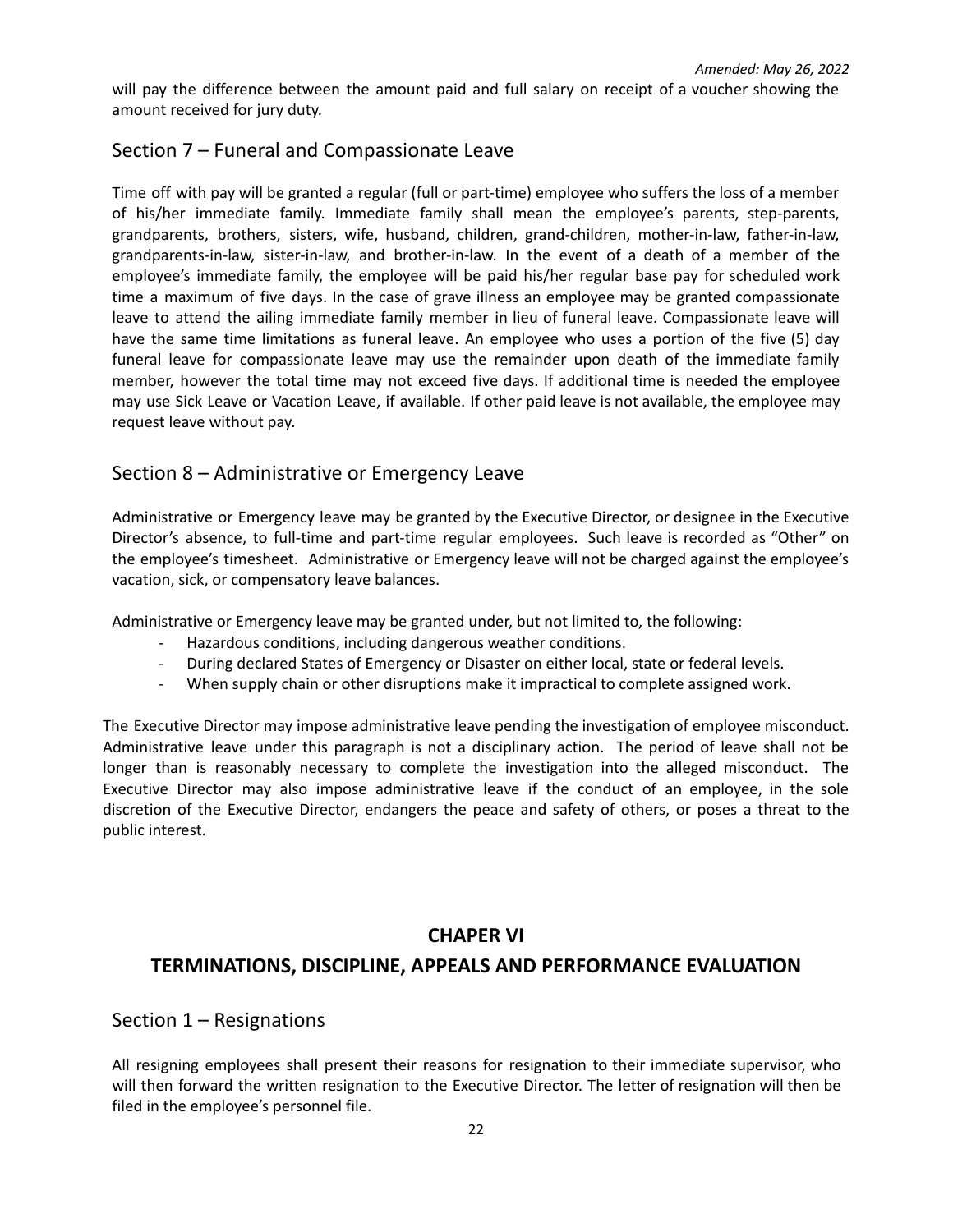*Amended: May 26, 2022*

will pay the difference between the amount paid and full salary on receipt of a voucher showing the amount received for jury duty.

## Section 7 – Funeral and Compassionate Leave

Time off with pay will be granted a regular (full or part-time) employee who suffers the loss of a member of his/her immediate family. Immediate family shall mean the employee's parents, step-parents, grandparents, brothers, sisters, wife, husband, children, grand-children, mother-in-law, father-in-law, grandparents-in-law, sister-in-law, and brother-in-law. In the event of a death of a member of the employee's immediate family, the employee will be paid his/her regular base pay for scheduled work time a maximum of five days. In the case of grave illness an employee may be granted compassionate leave to attend the ailing immediate family member in lieu of funeral leave. Compassionate leave will have the same time limitations as funeral leave. An employee who uses a portion of the five (5) day funeral leave for compassionate leave may use the remainder upon death of the immediate family member, however the total time may not exceed five days. If additional time is needed the employee may use Sick Leave or Vacation Leave, if available. If other paid leave is not available, the employee may request leave without pay.

## Section 8 – Administrative or Emergency Leave

Administrative or Emergency leave may be granted by the Executive Director, or designee in the Executive Director's absence, to full-time and part-time regular employees. Such leave is recorded as "Other" on the employee's timesheet. Administrative or Emergency leave will not be charged against the employee's vacation, sick, or compensatory leave balances.

Administrative or Emergency leave may be granted under, but not limited to, the following:

- Hazardous conditions, including dangerous weather conditions.
- During declared States of Emergency or Disaster on either local, state or federal levels.
- When supply chain or other disruptions make it impractical to complete assigned work.

The Executive Director may impose administrative leave pending the investigation of employee misconduct. Administrative leave under this paragraph is not a disciplinary action. The period of leave shall not be longer than is reasonably necessary to complete the investigation into the alleged misconduct. The Executive Director may also impose administrative leave if the conduct of an employee, in the sole discretion of the Executive Director, endangers the peace and safety of others, or poses a threat to the public interest.

# CHAPER VI

# TERMINATIONS, DISCIPLINE, APPEALS AND PERFORMANCE EVALUATION

## Section 1 – Resignations

All resigning employees shall present their reasons for resignation to their immediate supervisor, who will then forward the written resignation to the Executive Director. The letter of resignation will then be filed in the employee's personnel file.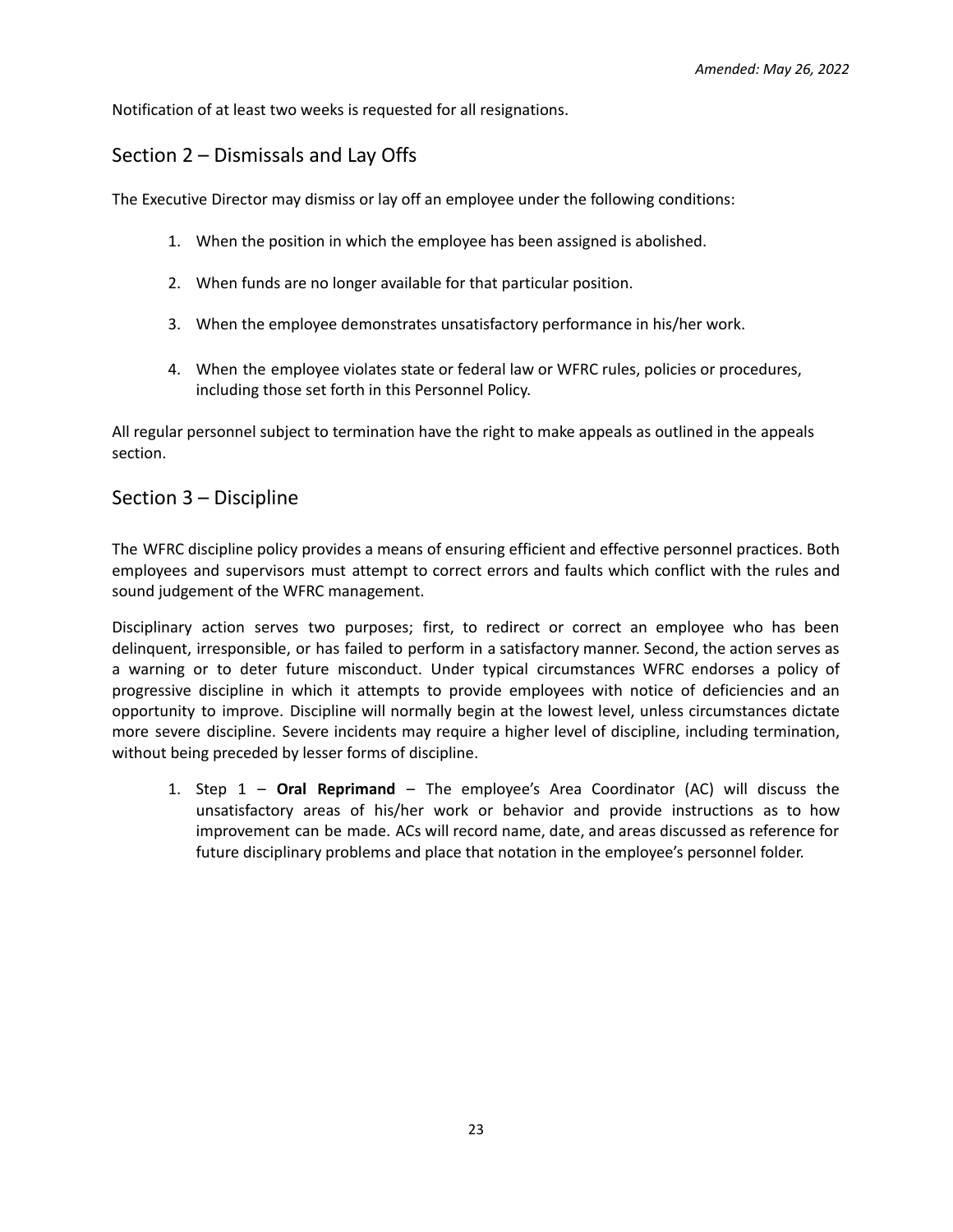Notification of at least two weeks is requested for all resignations.

## Section 2 – Dismissals and Lay Offs

The Executive Director may dismiss or lay off an employee under the following conditions:

1. When the position in which the employee has been assigned is abolished.

2. When funds are no longer available for that particular position.

3. When the employee demonstrates unsatisfactory performance in his/her work.

4. When the employee violates state or federal law or WFRC rules, policies or procedures, including those set forth in this Personnel Policy.

All regular personnel subject to termination have the right to make appeals as outlined in the appeals section.

## Section 3 – Discipline

The WFRC discipline policy provides a means of ensuring efficient and effective personnel practices. Both employees and supervisors must attempt to correct errors and faults which conflict with the rules and sound judgement of the WFRC management.

Disciplinary action serves two purposes; first, to redirect or correct an employee who has been delinquent, irresponsible, or has failed to perform in a satisfactory manner. Second, the action serves as a warning or to deter future misconduct. Under typical circumstances WFRC endorses a policy of progressive discipline in which it attempts to provide employees with notice of deficiencies and an opportunity to improve. Discipline will normally begin at the lowest level, unless circumstances dictate more severe discipline. Severe incidents may require a higher level of discipline, including termination, without being preceded by lesser forms of discipline.

1. Step 1 – **Oral Reprimand** – The employee's Area Coordinator (AC) will discuss the unsatisfactory areas of his/her work or behavior and provide instructions as to how improvement can be made. ACs will record name, date, and areas discussed as reference for future disciplinary problems and place that notation in the employee's personnel folder.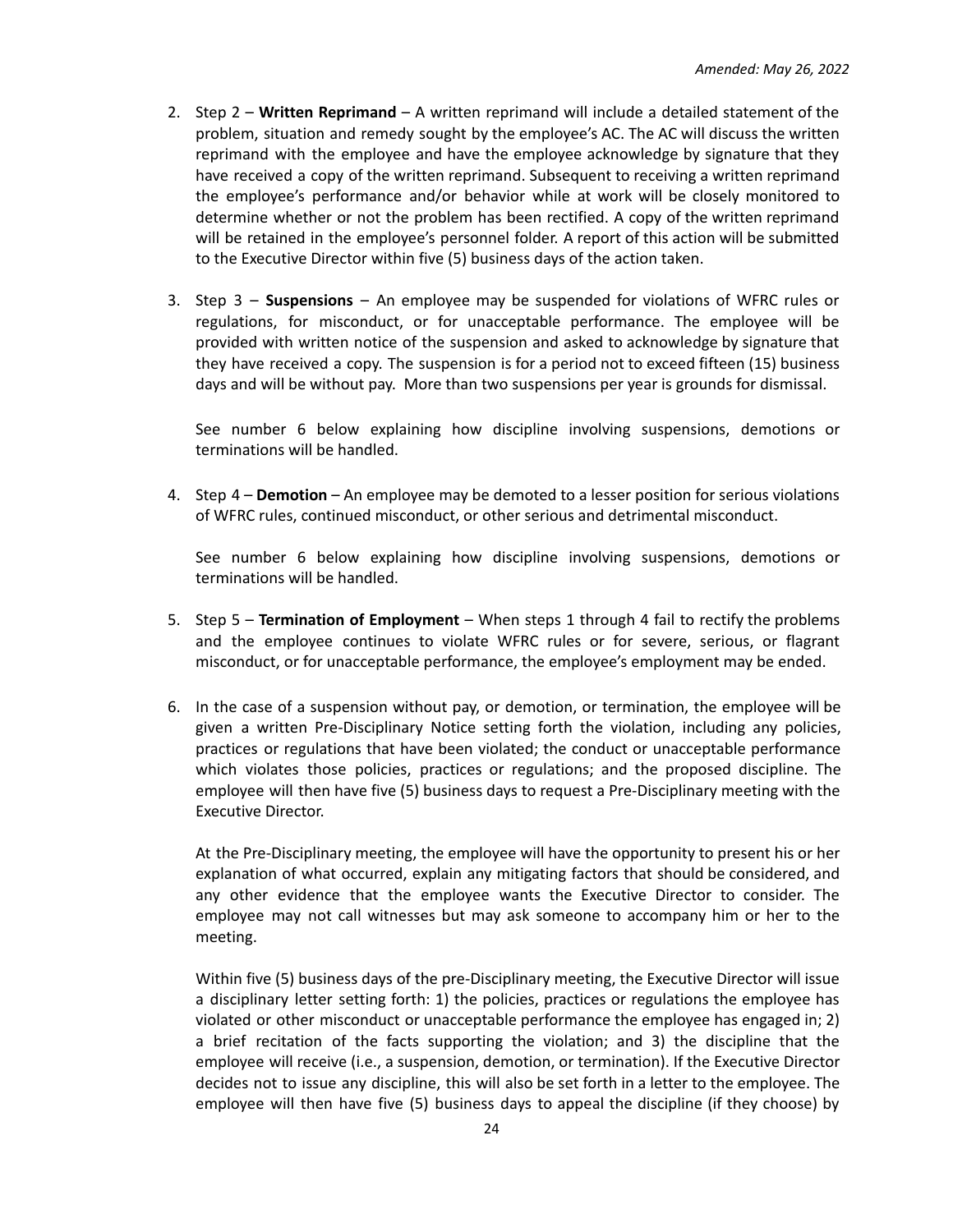2. Step 2 – **Written Reprimand** – A written reprimand will include a detailed statement of the problem, situation and remedy sought by the employee's AC. The AC will discuss the written reprimand with the employee and have the employee acknowledge by signature that they have received a copy of the written reprimand. Subsequent to receiving a written reprimand the employee's performance and/or behavior while at work will be closely monitored to determine whether or not the problem has been rectified. A copy of the written reprimand will be retained in the employee's personnel folder. A report of this action will be submitted to the Executive Director within five (5) business days of the action taken.

3. Step 3 – **Suspensions** – An employee may be suspended for violations of WFRC rules or regulations, for misconduct, or for unacceptable performance. The employee will be provided with written notice of the suspension and asked to acknowledge by signature that they have received a copy. The suspension is for a period not to exceed fifteen (15) business days and will be without pay. More than two suspensions per year is grounds for dismissal.

   See number 6 below explaining how discipline involving suspensions, demotions or terminations will be handled.

4. Step 4 – **Demotion** – An employee may be demoted to a lesser position for serious violations of WFRC rules, continued misconduct, or other serious and detrimental misconduct.

   See number 6 below explaining how discipline involving suspensions, demotions or terminations will be handled.

5. Step 5 – **Termination of Employment** – When steps 1 through 4 fail to rectify the problems and the employee continues to violate WFRC rules or for severe, serious, or flagrant misconduct, or for unacceptable performance, the employee's employment may be ended.

6. In the case of a suspension without pay, or demotion, or termination, the employee will be given a written Pre-Disciplinary Notice setting forth the violation, including any policies, practices or regulations that have been violated; the conduct or unacceptable performance which violates those policies, practices or regulations; and the proposed discipline. The employee will then have five (5) business days to request a Pre-Disciplinary meeting with the Executive Director.

   At the Pre-Disciplinary meeting, the employee will have the opportunity to present his or her explanation of what occurred, explain any mitigating factors that should be considered, and any other evidence that the employee wants the Executive Director to consider. The employee may not call witnesses but may ask someone to accompany him or her to the meeting.

   Within five (5) business days of the pre-Disciplinary meeting, the Executive Director will issue a disciplinary letter setting forth: 1) the policies, practices or regulations the employee has violated or other misconduct or unacceptable performance the employee has engaged in; 2) a brief recitation of the facts supporting the violation; and 3) the discipline that the employee will receive (i.e., a suspension, demotion, or termination). If the Executive Director decides not to issue any discipline, this will also be set forth in a letter to the employee. The employee will then have five (5) business days to appeal the discipline (if they choose) by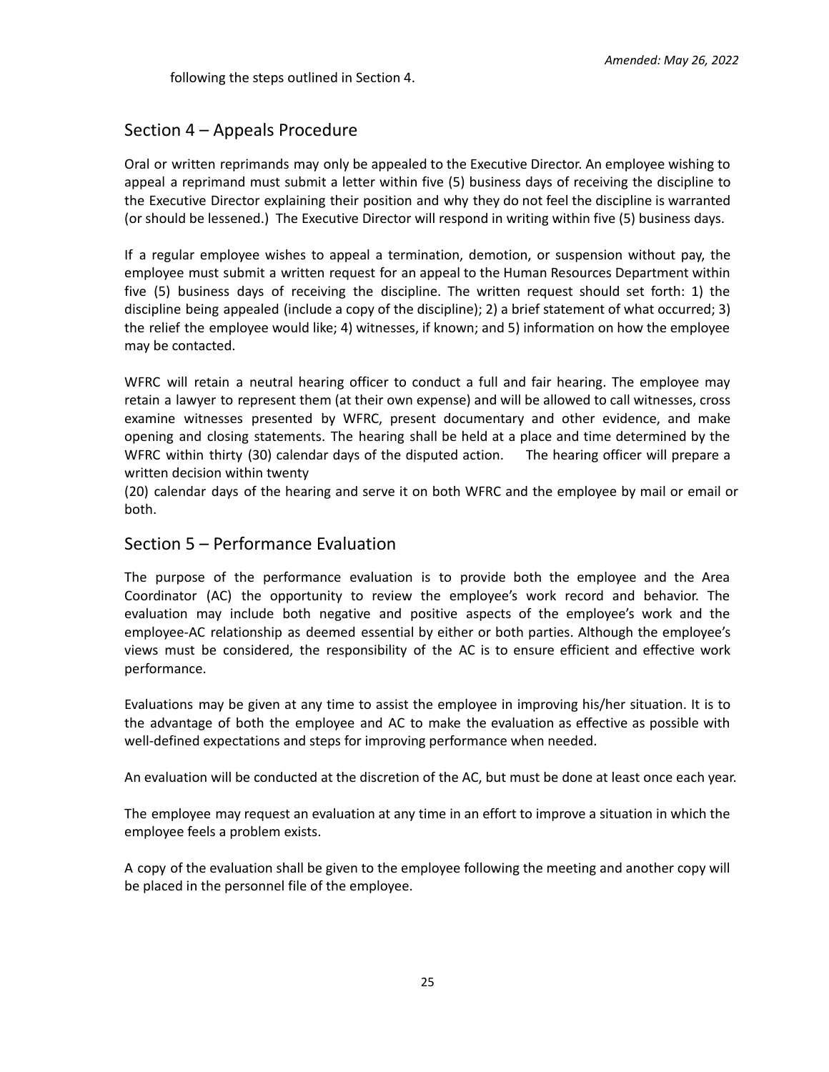following the steps outlined in Section 4.

## Section 4 – Appeals Procedure

Oral or written reprimands may only be appealed to the Executive Director. An employee wishing to appeal a reprimand must submit a letter within five (5) business days of receiving the discipline to the Executive Director explaining their position and why they do not feel the discipline is warranted (or should be lessened.) The Executive Director will respond in writing within five (5) business days.

If a regular employee wishes to appeal a termination, demotion, or suspension without pay, the employee must submit a written request for an appeal to the Human Resources Department within five (5) business days of receiving the discipline. The written request should set forth: 1) the discipline being appealed (include a copy of the discipline); 2) a brief statement of what occurred; 3) the relief the employee would like; 4) witnesses, if known; and 5) information on how the employee may be contacted.

WFRC will retain a neutral hearing officer to conduct a full and fair hearing. The employee may retain a lawyer to represent them (at their own expense) and will be allowed to call witnesses, cross examine witnesses presented by WFRC, present documentary and other evidence, and make opening and closing statements. The hearing shall be held at a place and time determined by the WFRC within thirty (30) calendar days of the disputed action. The hearing officer will prepare a written decision within twenty (20) calendar days of the hearing and serve it on both WFRC and the employee by mail or email or both.

## Section 5 – Performance Evaluation

The purpose of the performance evaluation is to provide both the employee and the Area Coordinator (AC) the opportunity to review the employee's work record and behavior. The evaluation may include both negative and positive aspects of the employee's work and the employee-AC relationship as deemed essential by either or both parties. Although the employee's views must be considered, the responsibility of the AC is to ensure efficient and effective work performance.

Evaluations may be given at any time to assist the employee in improving his/her situation. It is to the advantage of both the employee and AC to make the evaluation as effective as possible with well-defined expectations and steps for improving performance when needed.

An evaluation will be conducted at the discretion of the AC, but must be done at least once each year.

The employee may request an evaluation at any time in an effort to improve a situation in which the employee feels a problem exists.

A copy of the evaluation shall be given to the employee following the meeting and another copy will be placed in the personnel file of the employee.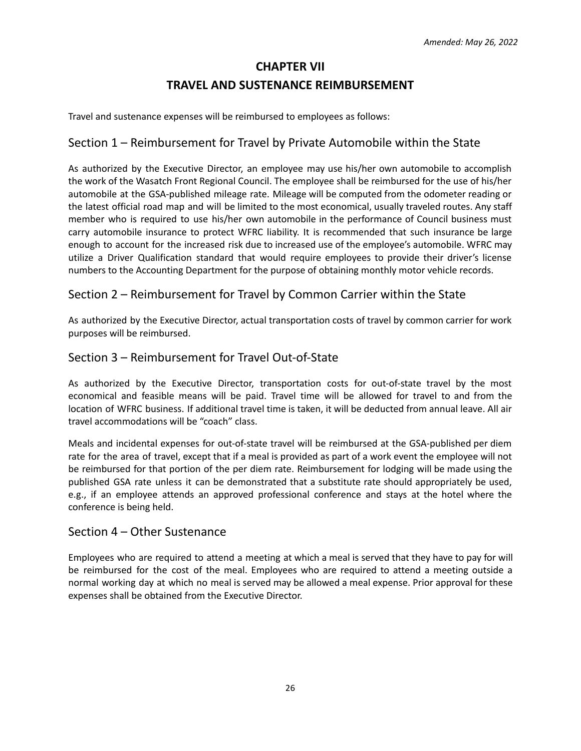*Amended: May 26, 2022*

# CHAPTER VII

# TRAVEL AND SUSTENANCE REIMBURSEMENT

Travel and sustenance expenses will be reimbursed to employees as follows:

## Section 1 – Reimbursement for Travel by Private Automobile within the State

As authorized by the Executive Director, an employee may use his/her own automobile to accomplish the work of the Wasatch Front Regional Council. The employee shall be reimbursed for the use of his/her automobile at the GSA-published mileage rate. Mileage will be computed from the odometer reading or the latest official road map and will be limited to the most economical, usually traveled routes. Any staff member who is required to use his/her own automobile in the performance of Council business must carry automobile insurance to protect WFRC liability. It is recommended that such insurance be large enough to account for the increased risk due to increased use of the employee's automobile. WFRC may utilize a Driver Qualification standard that would require employees to provide their driver's license numbers to the Accounting Department for the purpose of obtaining monthly motor vehicle records.

## Section 2 – Reimbursement for Travel by Common Carrier within the State

As authorized by the Executive Director, actual transportation costs of travel by common carrier for work purposes will be reimbursed.

## Section 3 – Reimbursement for Travel Out-of-State

As authorized by the Executive Director, transportation costs for out-of-state travel by the most economical and feasible means will be paid. Travel time will be allowed for travel to and from the location of WFRC business. If additional travel time is taken, it will be deducted from annual leave. All air travel accommodations will be "coach" class.

Meals and incidental expenses for out-of-state travel will be reimbursed at the GSA-published per diem rate for the area of travel, except that if a meal is provided as part of a work event the employee will not be reimbursed for that portion of the per diem rate. Reimbursement for lodging will be made using the published GSA rate unless it can be demonstrated that a substitute rate should appropriately be used, e.g., if an employee attends an approved professional conference and stays at the hotel where the conference is being held.

## Section 4 – Other Sustenance

Employees who are required to attend a meeting at which a meal is served that they have to pay for will be reimbursed for the cost of the meal. Employees who are required to attend a meeting outside a normal working day at which no meal is served may be allowed a meal expense. Prior approval for these expenses shall be obtained from the Executive Director.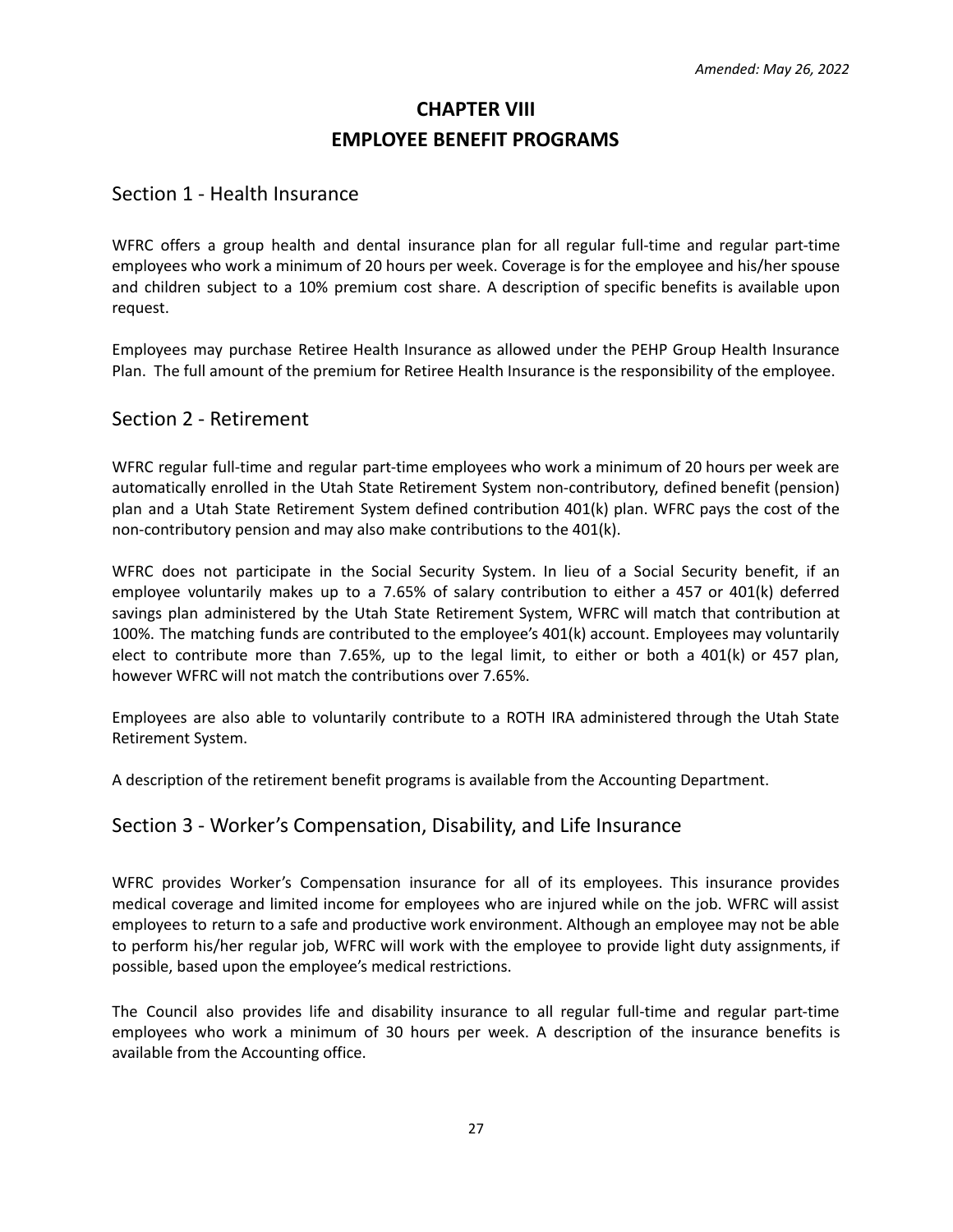*Amended: May 26, 2022*

# CHAPTER VIII
# EMPLOYEE BENEFIT PROGRAMS

## Section 1 - Health Insurance

WFRC offers a group health and dental insurance plan for all regular full-time and regular part-time employees who work a minimum of 20 hours per week. Coverage is for the employee and his/her spouse and children subject to a 10% premium cost share. A description of specific benefits is available upon request.

Employees may purchase Retiree Health Insurance as allowed under the PEHP Group Health Insurance Plan. The full amount of the premium for Retiree Health Insurance is the responsibility of the employee.

## Section 2 - Retirement

WFRC regular full-time and regular part-time employees who work a minimum of 20 hours per week are automatically enrolled in the Utah State Retirement System non-contributory, defined benefit (pension) plan and a Utah State Retirement System defined contribution 401(k) plan. WFRC pays the cost of the non-contributory pension and may also make contributions to the 401(k).

WFRC does not participate in the Social Security System. In lieu of a Social Security benefit, if an employee voluntarily makes up to a 7.65% of salary contribution to either a 457 or 401(k) deferred savings plan administered by the Utah State Retirement System, WFRC will match that contribution at 100%. The matching funds are contributed to the employee's 401(k) account. Employees may voluntarily elect to contribute more than 7.65%, up to the legal limit, to either or both a 401(k) or 457 plan, however WFRC will not match the contributions over 7.65%.

Employees are also able to voluntarily contribute to a ROTH IRA administered through the Utah State Retirement System.

A description of the retirement benefit programs is available from the Accounting Department.

## Section 3 - Worker's Compensation, Disability, and Life Insurance

WFRC provides Worker's Compensation insurance for all of its employees. This insurance provides medical coverage and limited income for employees who are injured while on the job. WFRC will assist employees to return to a safe and productive work environment. Although an employee may not be able to perform his/her regular job, WFRC will work with the employee to provide light duty assignments, if possible, based upon the employee's medical restrictions.

The Council also provides life and disability insurance to all regular full-time and regular part-time employees who work a minimum of 30 hours per week. A description of the insurance benefits is available from the Accounting office.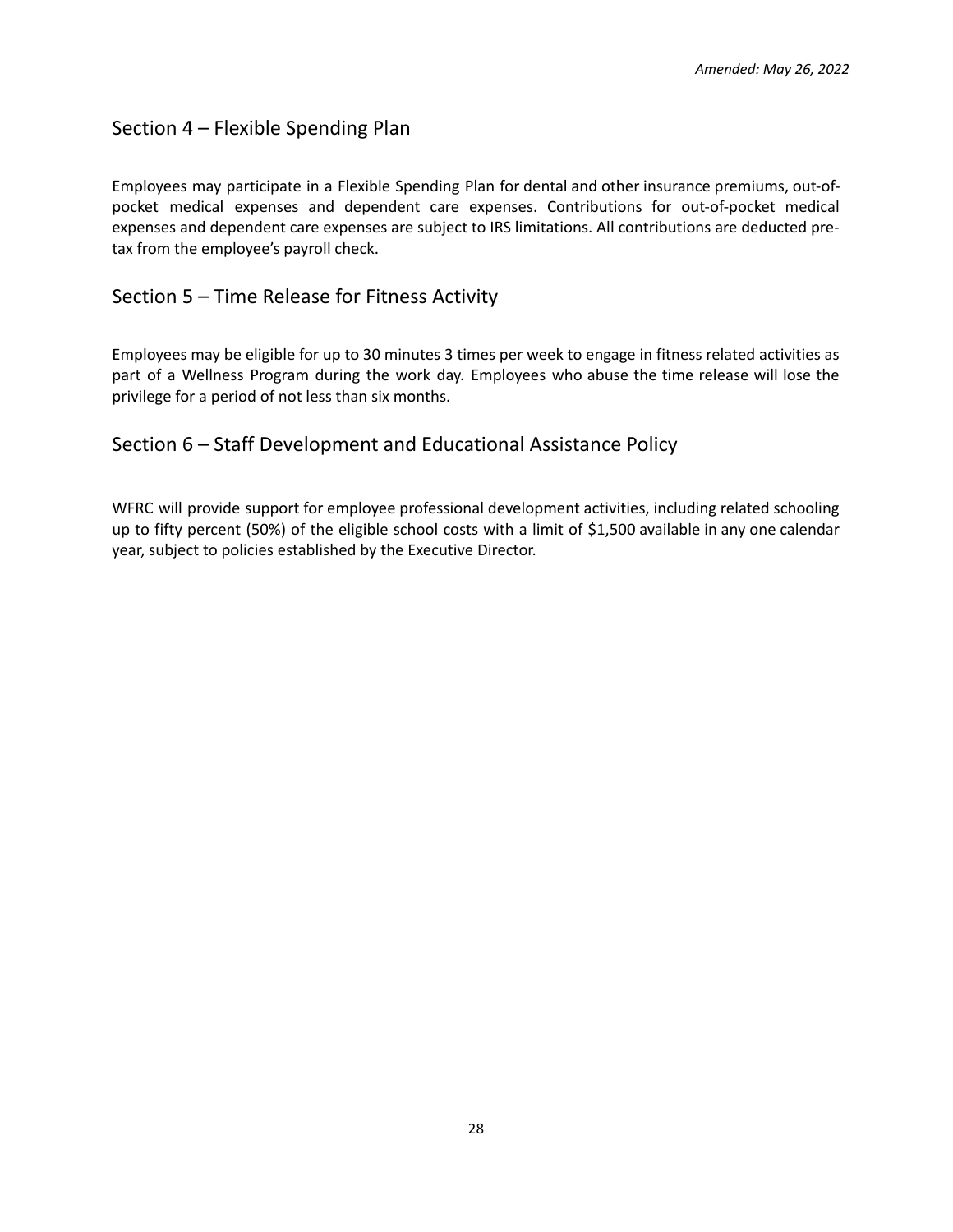*Amended: May 26, 2022*

## Section 4 – Flexible Spending Plan

Employees may participate in a Flexible Spending Plan for dental and other insurance premiums, out-of-pocket medical expenses and dependent care expenses. Contributions for out-of-pocket medical expenses and dependent care expenses are subject to IRS limitations. All contributions are deducted pre-tax from the employee's payroll check.

## Section 5 – Time Release for Fitness Activity

Employees may be eligible for up to 30 minutes 3 times per week to engage in fitness related activities as part of a Wellness Program during the work day. Employees who abuse the time release will lose the privilege for a period of not less than six months.

## Section 6 – Staff Development and Educational Assistance Policy

WFRC will provide support for employee professional development activities, including related schooling up to fifty percent (50%) of the eligible school costs with a limit of $1,500 available in any one calendar year, subject to policies established by the Executive Director.